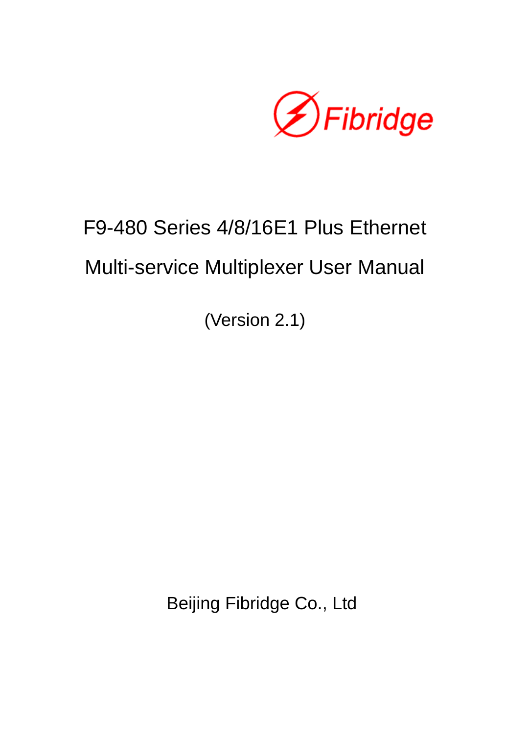Fibridge

# F9-480 Series 4/8/16E1 Plus Ethernet Multi-service Multiplexer User Manual

(Version 2.1)

Beijing Fibridge Co., Ltd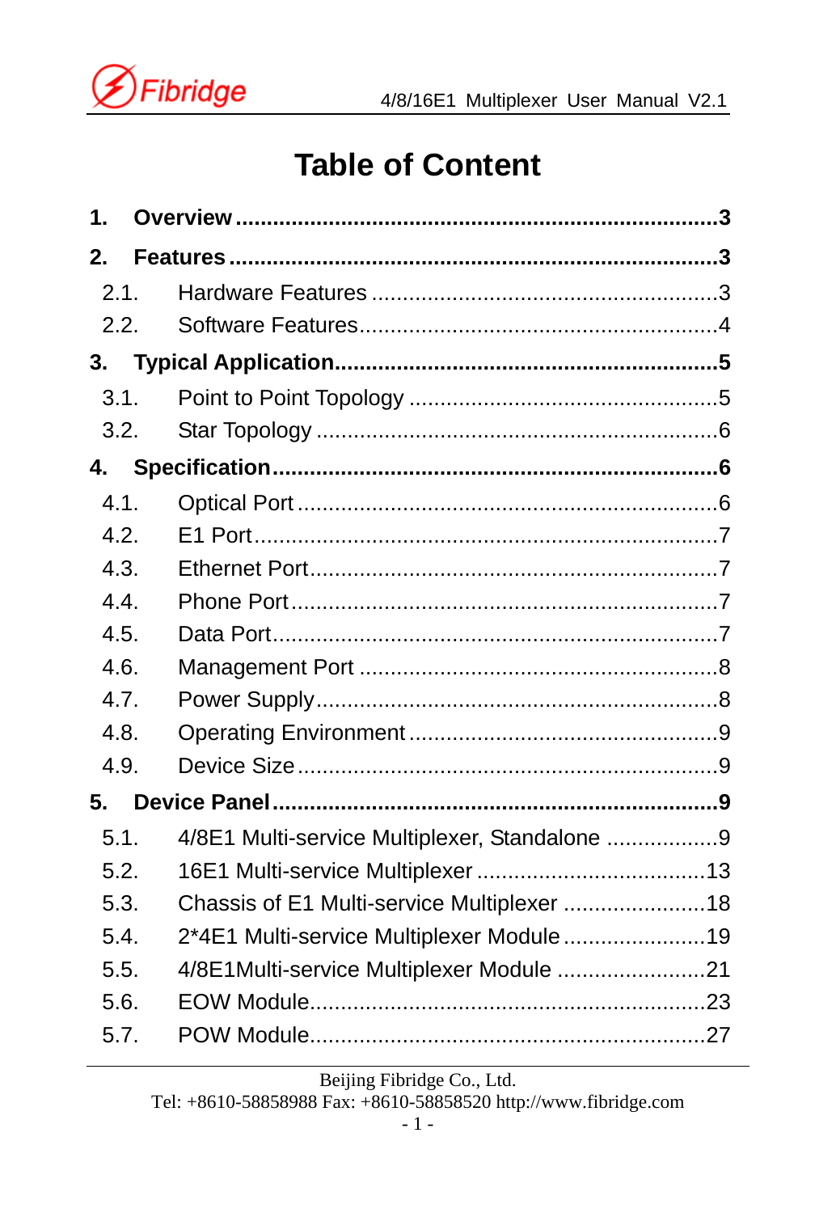# Table of Content

**1. Overview ........................................................................ 3**

**2. Features ........................................................................ 3**

- 2.1. Hardware Features ........................................................ 3
- 2.2. Software Features .......................................................... 4

**3. Typical Application ........................................................ 5**

- 3.1. Point to Point Topology ................................................. 5
- 3.2. Star Topology ................................................................ 6

**4. Specification ................................................................ 6**

- 4.1. Optical Port ................................................................... 6
- 4.2. E1 Port .......................................................................... 7
- 4.3. Ethernet Port ................................................................. 7
- 4.4. Phone Port ..................................................................... 7
- 4.5. Data Port ....................................................................... 7
- 4.6. Management Port .......................................................... 8
- 4.7. Power Supply ................................................................ 8
- 4.8. Operating Environment ................................................. 9
- 4.9. Device Size ................................................................... 9

**5. Device Panel ................................................................ 9**

- 5.1. 4/8E1 Multi-service Multiplexer, Standalone .................. 9
- 5.2. 16E1 Multi-service Multiplexer ..................................... 13
- 5.3. Chassis of E1 Multi-service Multiplexer ........................ 18
- 5.4. 2*4E1 Multi-service Multiplexer Module ........................ 19
- 5.5. 4/8E1Multi-service Multiplexer Module ......................... 21
- 5.6. EOW Module ................................................................ 23
- 5.7. POW Module ................................................................ 27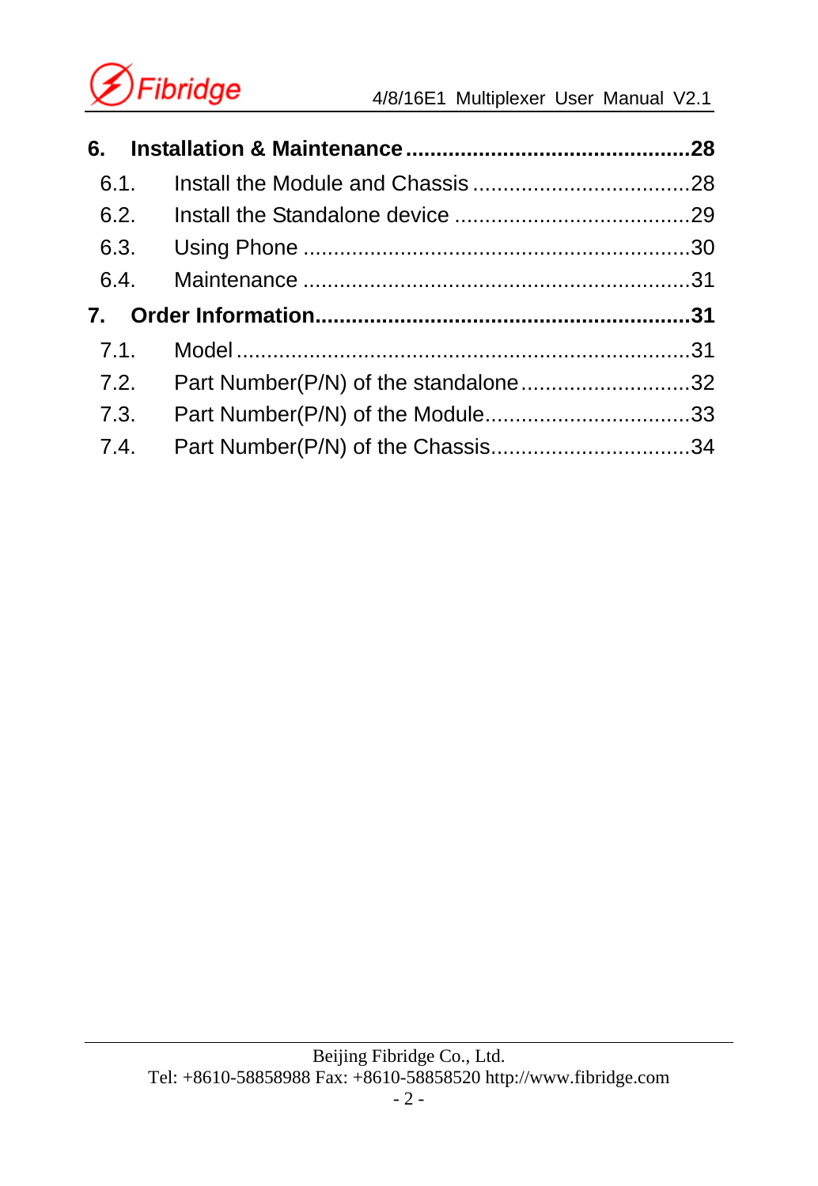**6. Installation & Maintenance ............................................ 28**

6.1. Install the Module and Chassis .................................... 28

6.2. Install the Standalone device ...................................... 29

6.3. Using Phone ............................................................... 30

6.4. Maintenance ............................................................... 31

**7. Order Information............................................................ 31**

7.1. Model .......................................................................... 31

7.2. Part Number(P/N) of the standalone ............................ 32

7.3. Part Number(P/N) of the Module.................................. 33

7.4. Part Number(P/N) of the Chassis................................. 34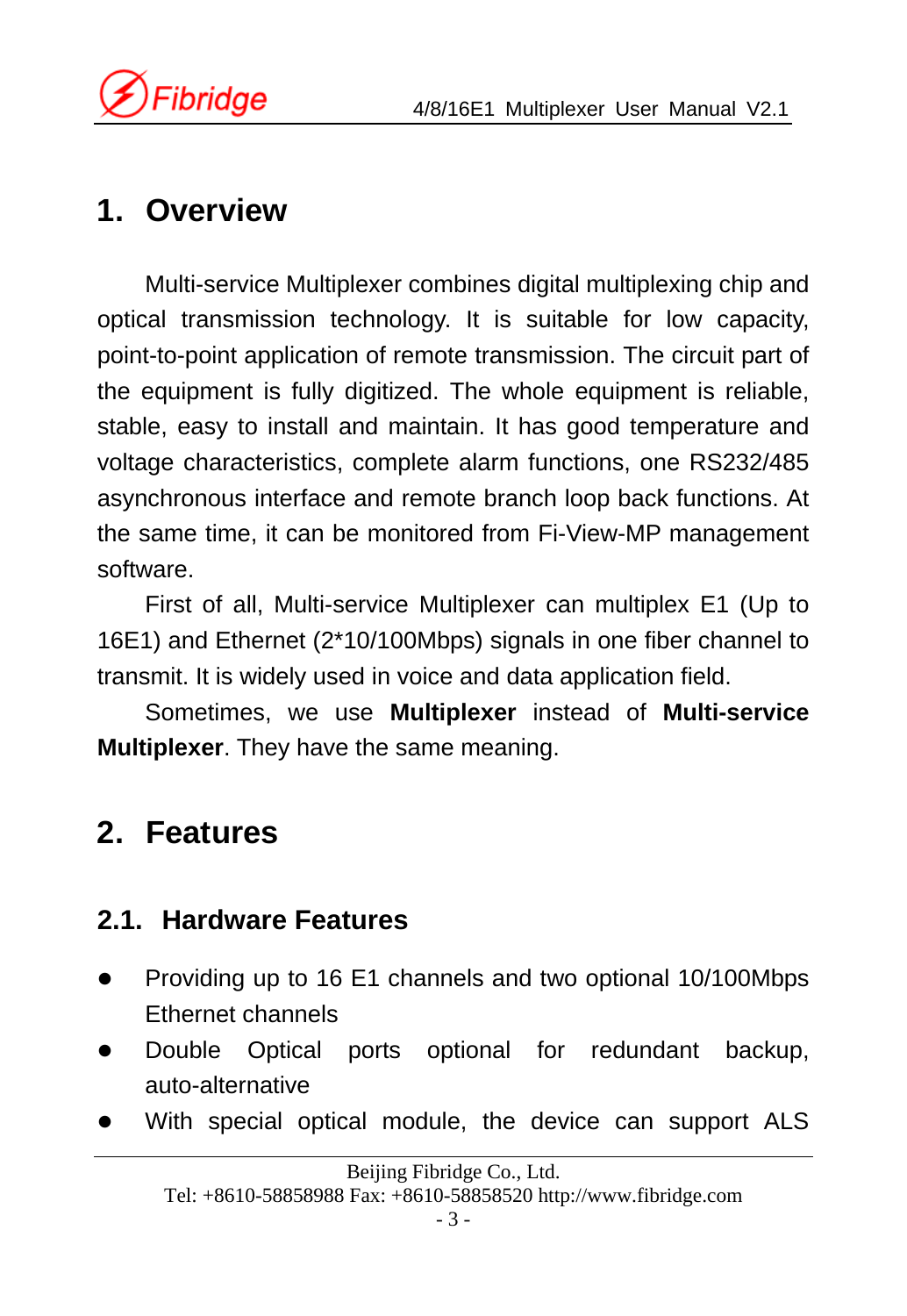# 1. Overview

Multi-service Multiplexer combines digital multiplexing chip and optical transmission technology. It is suitable for low capacity, point-to-point application of remote transmission. The circuit part of the equipment is fully digitized. The whole equipment is reliable, stable, easy to install and maintain. It has good temperature and voltage characteristics, complete alarm functions, one RS232/485 asynchronous interface and remote branch loop back functions. At the same time, it can be monitored from Fi-View-MP management software.

First of all, Multi-service Multiplexer can multiplex E1 (Up to 16E1) and Ethernet (2*10/100Mbps) signals in one fiber channel to transmit. It is widely used in voice and data application field.

Sometimes, we use **Multiplexer** instead of **Multi-service Multiplexer**. They have the same meaning.

# 2. Features

## 2.1. Hardware Features

- Providing up to 16 E1 channels and two optional 10/100Mbps Ethernet channels
- Double Optical ports optional for redundant backup, auto-alternative
- With special optical module, the device can support ALS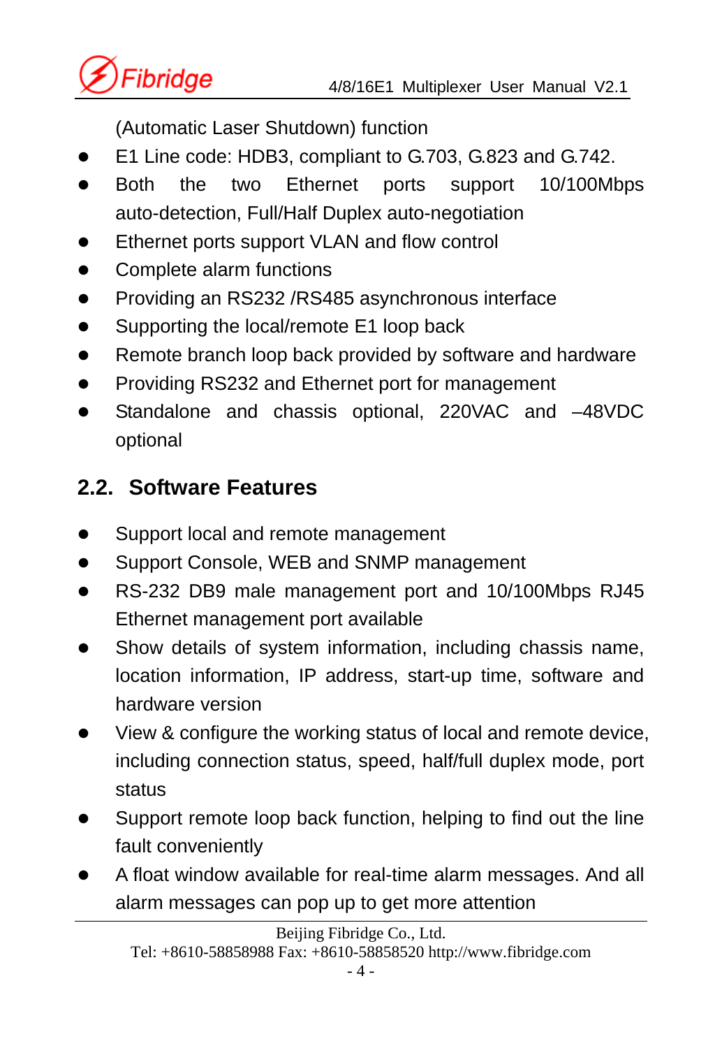(Automatic Laser Shutdown) function

- E1 Line code: HDB3, compliant to G.703, G.823 and G.742.
- Both the two Ethernet ports support 10/100Mbps auto-detection, Full/Half Duplex auto-negotiation
- Ethernet ports support VLAN and flow control
- Complete alarm functions
- Providing an RS232 /RS485 asynchronous interface
- Supporting the local/remote E1 loop back
- Remote branch loop back provided by software and hardware
- Providing RS232 and Ethernet port for management
- Standalone and chassis optional, 220VAC and –48VDC optional

## 2.2. Software Features

- Support local and remote management
- Support Console, WEB and SNMP management
- RS-232 DB9 male management port and 10/100Mbps RJ45 Ethernet management port available
- Show details of system information, including chassis name, location information, IP address, start-up time, software and hardware version
- View & configure the working status of local and remote device, including connection status, speed, half/full duplex mode, port status
- Support remote loop back function, helping to find out the line fault conveniently
- A float window available for real-time alarm messages. And all alarm messages can pop up to get more attention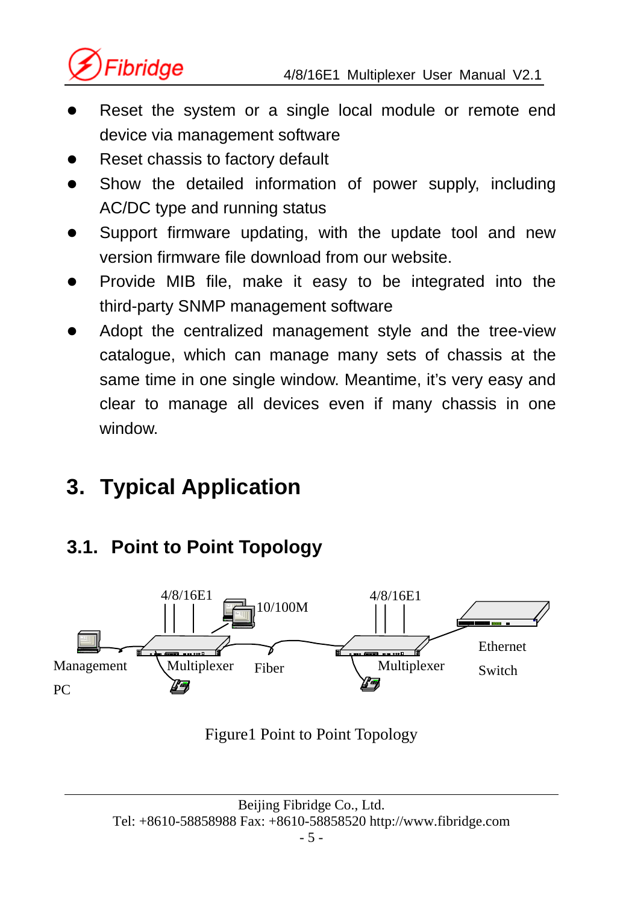- Reset the system or a single local module or remote end device via management software
- Reset chassis to factory default
- Show the detailed information of power supply, including AC/DC type and running status
- Support firmware updating, with the update tool and new version firmware file download from our website.
- Provide MIB file, make it easy to be integrated into the third-party SNMP management software
- Adopt the centralized management style and the tree-view catalogue, which can manage many sets of chassis at the same time in one single window. Meantime, it's very easy and clear to manage all devices even if many chassis in one window.

# 3. Typical Application

## 3.1. Point to Point Topology

Figure1 Point to Point Topology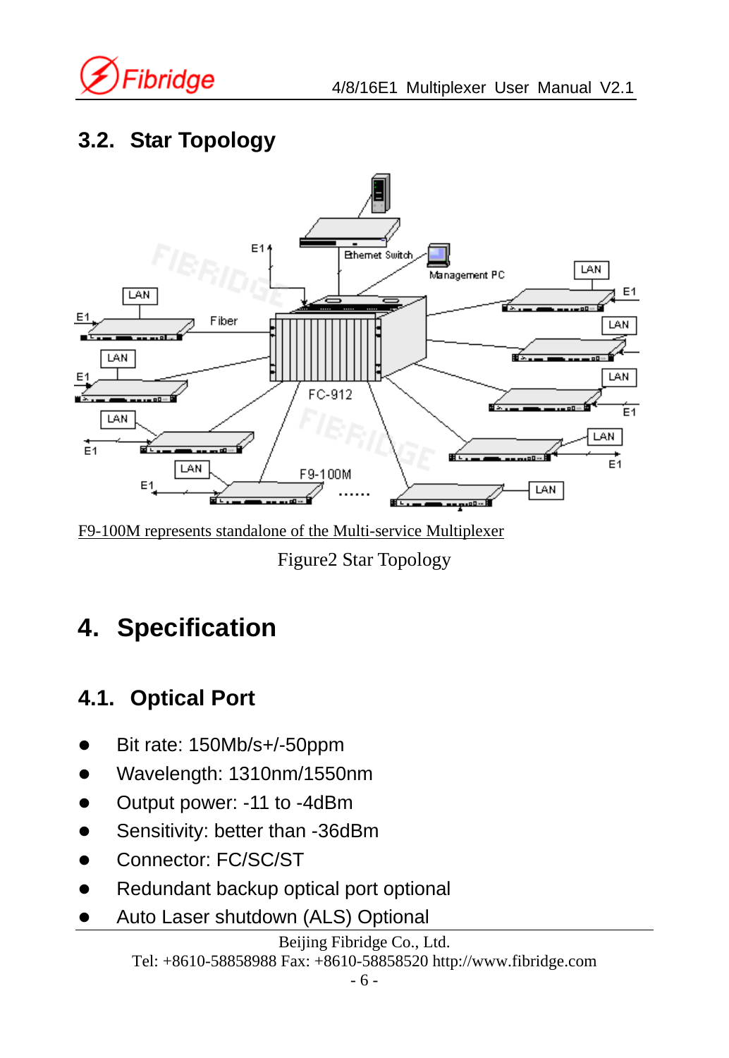## 3.2. Star Topology

F9-100M represents standalone of the Multi-service Multiplexer

Figure2 Star Topology

# 4. Specification

## 4.1. Optical Port

- Bit rate: 150Mb/s+/-50ppm
- Wavelength: 1310nm/1550nm
- Output power: -11 to -4dBm
- Sensitivity: better than -36dBm
- Connector: FC/SC/ST
- Redundant backup optical port optional
- Auto Laser shutdown (ALS) Optional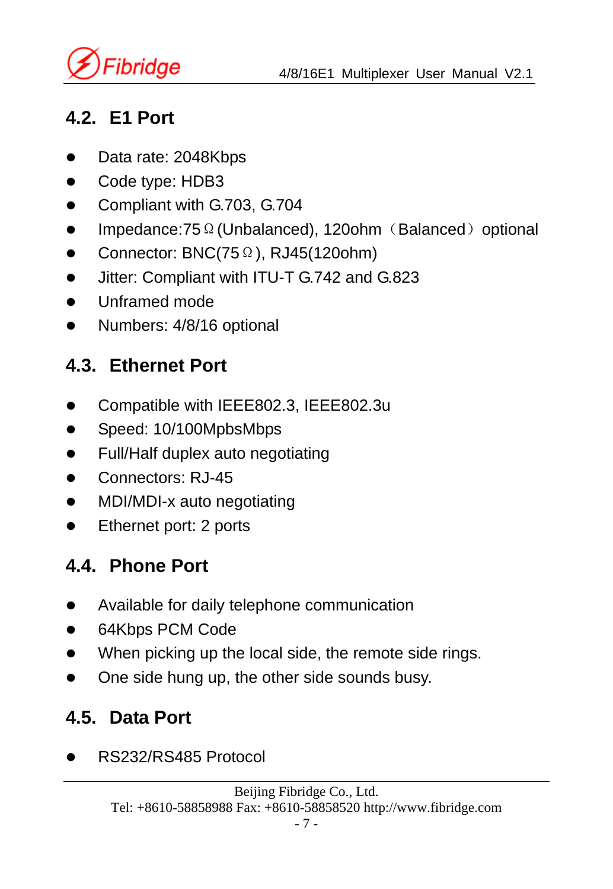## 4.2. E1 Port

- Data rate: 2048Kbps
- Code type: HDB3
- Compliant with G.703, G.704
- Impedance:75Ω(Unbalanced), 120ohm（Balanced）optional
- Connector: BNC(75Ω), RJ45(120ohm)
- Jitter: Compliant with ITU-T G.742 and G.823
- Unframed mode
- Numbers: 4/8/16 optional

## 4.3. Ethernet Port

- Compatible with IEEE802.3, IEEE802.3u
- Speed: 10/100MpbsMbps
- Full/Half duplex auto negotiating
- Connectors: RJ-45
- MDI/MDI-x auto negotiating
- Ethernet port: 2 ports

## 4.4. Phone Port

- Available for daily telephone communication
- 64Kbps PCM Code
- When picking up the local side, the remote side rings.
- One side hung up, the other side sounds busy.

## 4.5. Data Port

- RS232/RS485 Protocol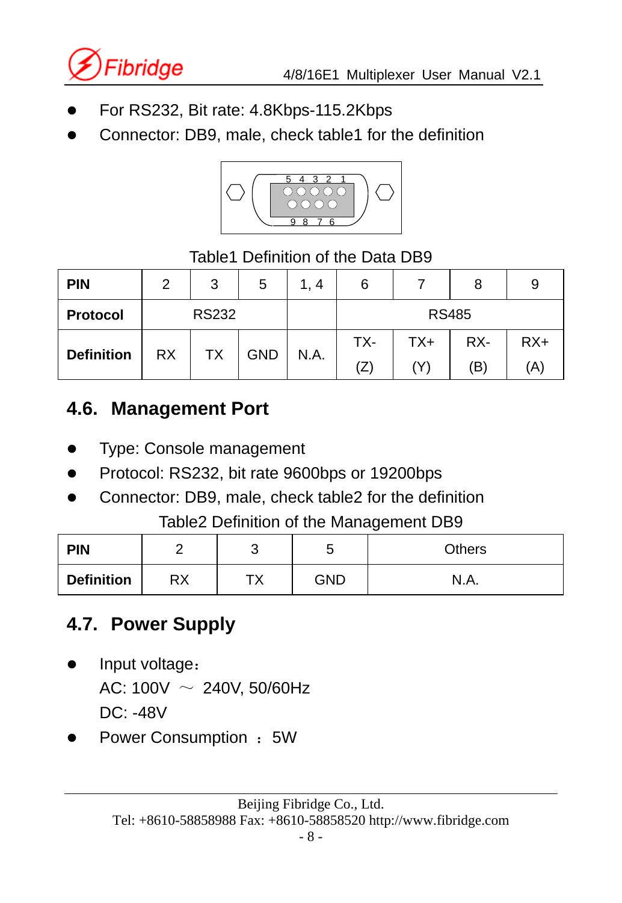- For RS232, Bit rate: 4.8Kbps-115.2Kbps
- Connector: DB9, male, check table1 for the definition

Table1 Definition of the Data DB9

| **PIN** | 2 | 3 | 5 | 1, 4 | 6 | 7 | 8 | 9 |
|---|---|---|---|---|---|---|---|---|
| **Protocol** | RS232 | | | | RS485 | | | |
| **Definition** | RX | TX | GND | N.A. | TX- (Z) | TX+ (Y) | RX- (B) | RX+ (A) |

## 4.6. Management Port

- Type: Console management
- Protocol: RS232, bit rate 9600bps or 19200bps
- Connector: DB9, male, check table2 for the definition

Table2 Definition of the Management DB9

| **PIN** | 2 | 3 | 5 | Others |
|---|---|---|---|---|
| **Definition** | RX | TX | GND | N.A. |

## 4.7. Power Supply

- Input voltage：
  AC: 100V ～ 240V, 50/60Hz
  DC: -48V
- Power Consumption ： 5W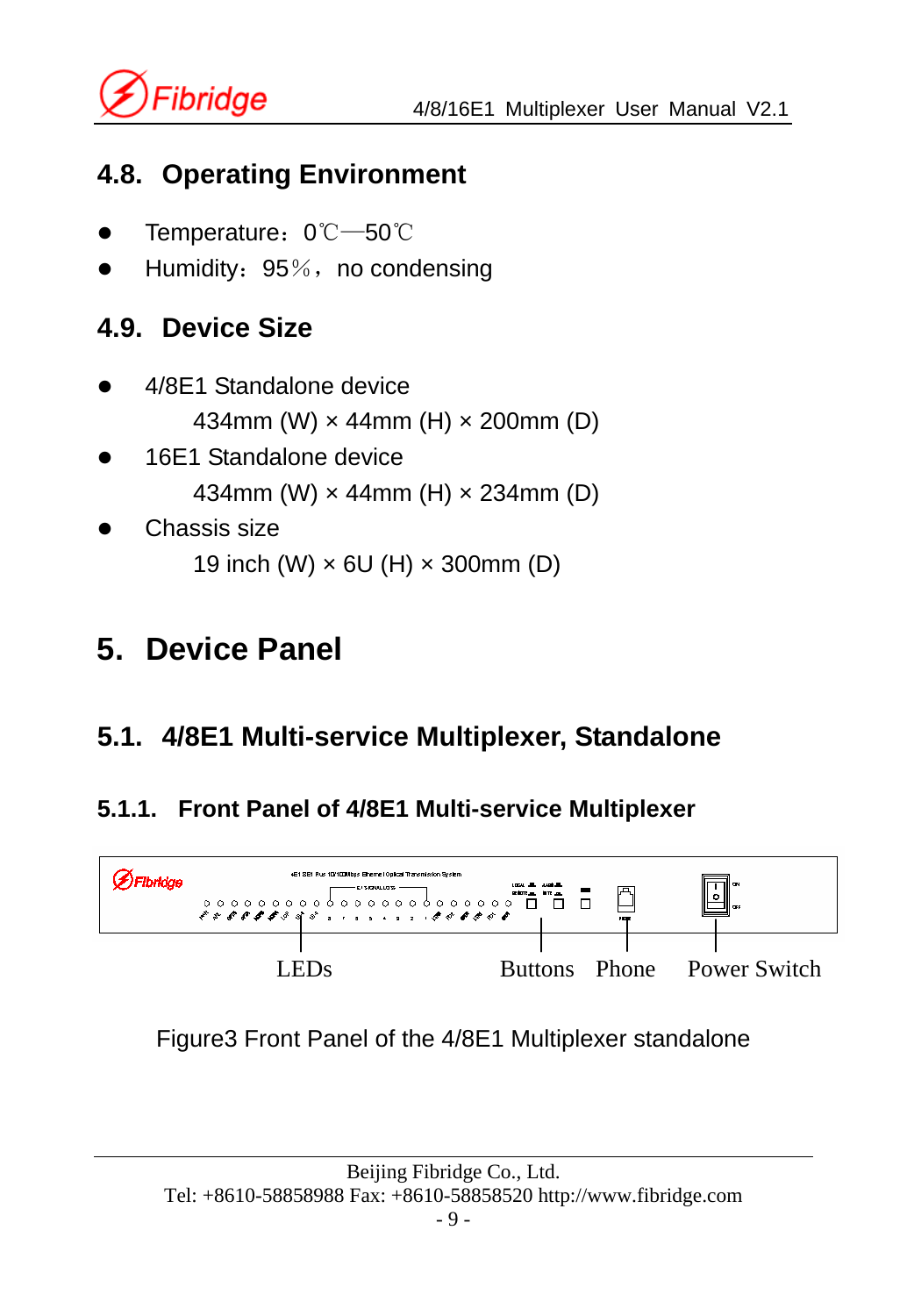## 4.8. Operating Environment

- Temperature：0℃—50℃
- Humidity：95％，no condensing

## 4.9. Device Size

- 4/8E1 Standalone device
  
  434mm (W) × 44mm (H) × 200mm (D)
- 16E1 Standalone device
  
  434mm (W) × 44mm (H) × 234mm (D)
- Chassis size
  
  19 inch (W) × 6U (H) × 300mm (D)

# 5. Device Panel

## 5.1. 4/8E1 Multi-service Multiplexer, Standalone

### 5.1.1. Front Panel of 4/8E1 Multi-service Multiplexer

LEDs Buttons Phone Power Switch

Figure3 Front Panel of the 4/8E1 Multiplexer standalone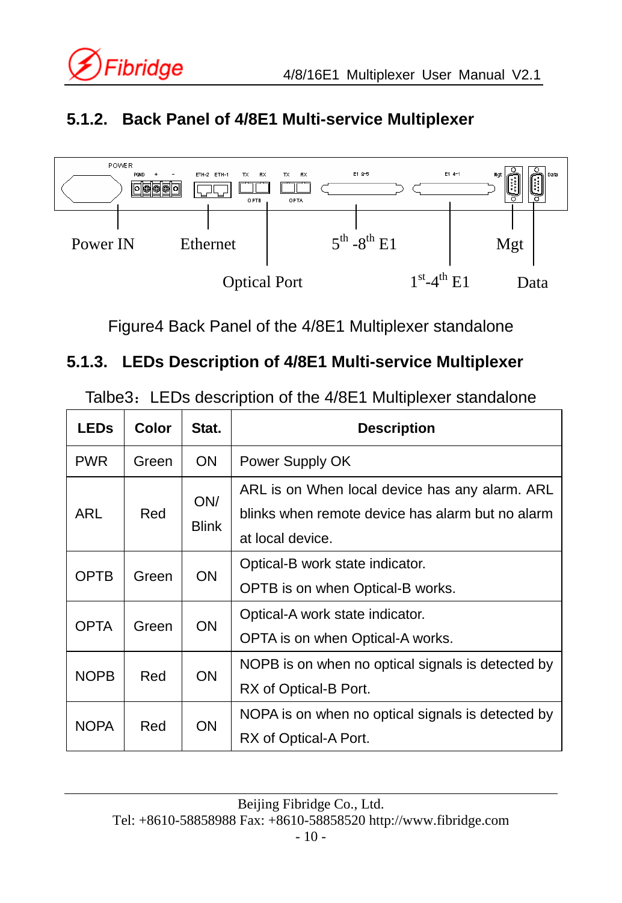### 5.1.2. Back Panel of 4/8E1 Multi-service Multiplexer

Power IN    Ethernet    Optical Port    5th -8th E1    1st-4th E1    Mgt    Data

Figure4 Back Panel of the 4/8E1 Multiplexer standalone

### 5.1.3. LEDs Description of 4/8E1 Multi-service Multiplexer

Talbe3：LEDs description of the 4/8E1 Multiplexer standalone

| LEDs | Color | Stat. | Description |
|---|---|---|---|
| PWR | Green | ON | Power Supply OK |
| ARL | Red | ON/ Blink | ARL is on When local device has any alarm. ARL blinks when remote device has alarm but no alarm at local device. |
| OPTB | Green | ON | Optical-B work state indicator. OPTB is on when Optical-B works. |
| OPTA | Green | ON | Optical-A work state indicator. OPTA is on when Optical-A works. |
| NOPB | Red | ON | NOPB is on when no optical signals is detected by RX of Optical-B Port. |
| NOPA | Red | ON | NOPA is on when no optical signals is detected by RX of Optical-A Port. |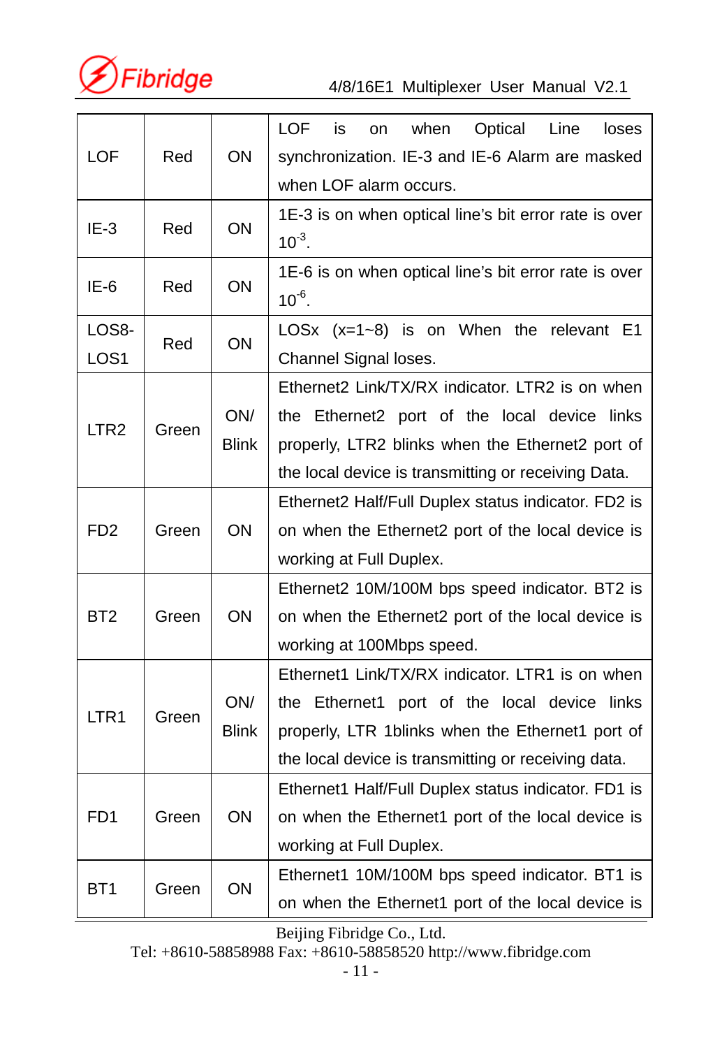| LOF | Red | ON | LOF is on when Optical Line loses synchronization. IE-3 and IE-6 Alarm are masked when LOF alarm occurs. |
|---|---|---|---|
| IE-3 | Red | ON | 1E-3 is on when optical line's bit error rate is over $10^{-3}$. |
| IE-6 | Red | ON | 1E-6 is on when optical line's bit error rate is over $10^{-6}$. |
| LOS8-LOS1 | Red | ON | LOSx (x=1~8) is on When the relevant E1 Channel Signal loses. |
| LTR2 | Green | ON/ Blink | Ethernet2 Link/TX/RX indicator. LTR2 is on when the Ethernet2 port of the local device links properly, LTR2 blinks when the Ethernet2 port of the local device is transmitting or receiving Data. |
| FD2 | Green | ON | Ethernet2 Half/Full Duplex status indicator. FD2 is on when the Ethernet2 port of the local device is working at Full Duplex. |
| BT2 | Green | ON | Ethernet2 10M/100M bps speed indicator. BT2 is on when the Ethernet2 port of the local device is working at 100Mbps speed. |
| LTR1 | Green | ON/ Blink | Ethernet1 Link/TX/RX indicator. LTR1 is on when the Ethernet1 port of the local device links properly, LTR 1blinks when the Ethernet1 port of the local device is transmitting or receiving data. |
| FD1 | Green | ON | Ethernet1 Half/Full Duplex status indicator. FD1 is on when the Ethernet1 port of the local device is working at Full Duplex. |
| BT1 | Green | ON | Ethernet1 10M/100M bps speed indicator. BT1 is on when the Ethernet1 port of the local device is |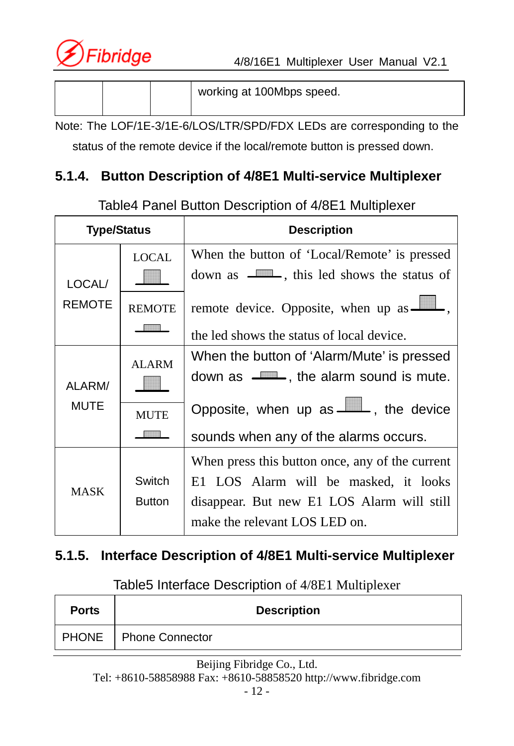| | | | working at 100Mbps speed. |
|---|---|---|---|

Note: The LOF/1E-3/1E-6/LOS/LTR/SPD/FDX LEDs are corresponding to the status of the remote device if the local/remote button is pressed down.

### 5.1.4. Button Description of 4/8E1 Multi-service Multiplexer

Table4 Panel Button Description of 4/8E1 Multiplexer

| Type/Status | | Description |
|---|---|---|
| LOCAL/ REMOTE | LOCAL | When the button of 'Local/Remote' is pressed down as , this led shows the status of remote device. Opposite, when up as , the led shows the status of local device. |
| | REMOTE | |
| ALARM/ MUTE | ALARM | When the button of 'Alarm/Mute' is pressed down as , the alarm sound is mute. Opposite, when up as , the device sounds when any of the alarms occurs. |
| | MUTE | |
| MASK | Switch Button | When press this button once, any of the current E1 LOS Alarm will be masked, it looks disappear. But new E1 LOS Alarm will still make the relevant LOS LED on. |

### 5.1.5. Interface Description of 4/8E1 Multi-service Multiplexer

Table5 Interface Description of 4/8E1 Multiplexer

| Ports | Description |
|---|---|
| PHONE | Phone Connector |

Beijing Fibridge Co., Ltd.
Tel: +8610-58858988 Fax: +8610-58858520 http://www.fibridge.com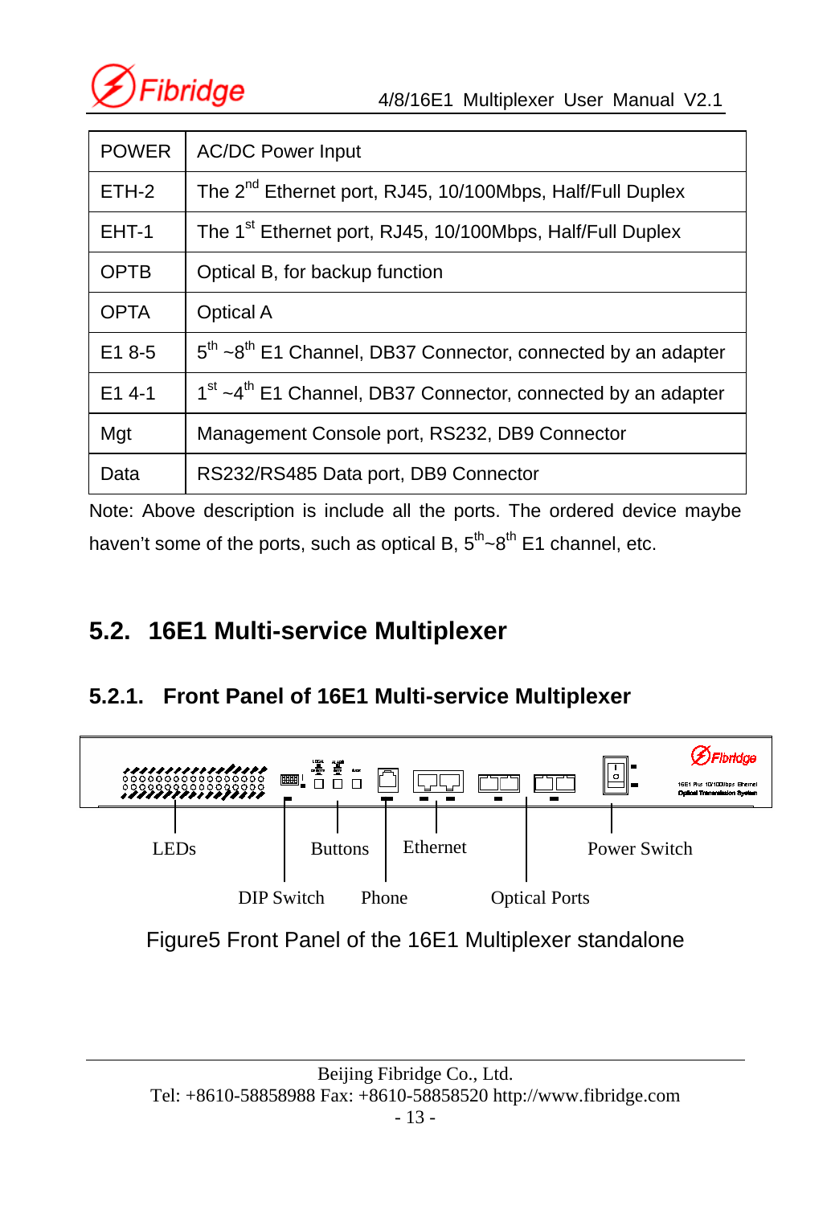| POWER | AC/DC Power Input |
|---|---|
| ETH-2 | The 2nd Ethernet port, RJ45, 10/100Mbps, Half/Full Duplex |
| EHT-1 | The 1st Ethernet port, RJ45, 10/100Mbps, Half/Full Duplex |
| OPTB | Optical B, for backup function |
| OPTA | Optical A |
| E1 8-5 | 5th ~8th E1 Channel, DB37 Connector, connected by an adapter |
| E1 4-1 | 1st ~4th E1 Channel, DB37 Connector, connected by an adapter |
| Mgt | Management Console port, RS232, DB9 Connector |
| Data | RS232/RS485 Data port, DB9 Connector |

Note: Above description is include all the ports. The ordered device maybe haven't some of the ports, such as optical B, 5th~8th E1 channel, etc.

## 5.2. 16E1 Multi-service Multiplexer

### 5.2.1. Front Panel of 16E1 Multi-service Multiplexer

LEDs, Buttons, Ethernet, Power Switch, DIP Switch, Phone, Optical Ports

Figure5 Front Panel of the 16E1 Multiplexer standalone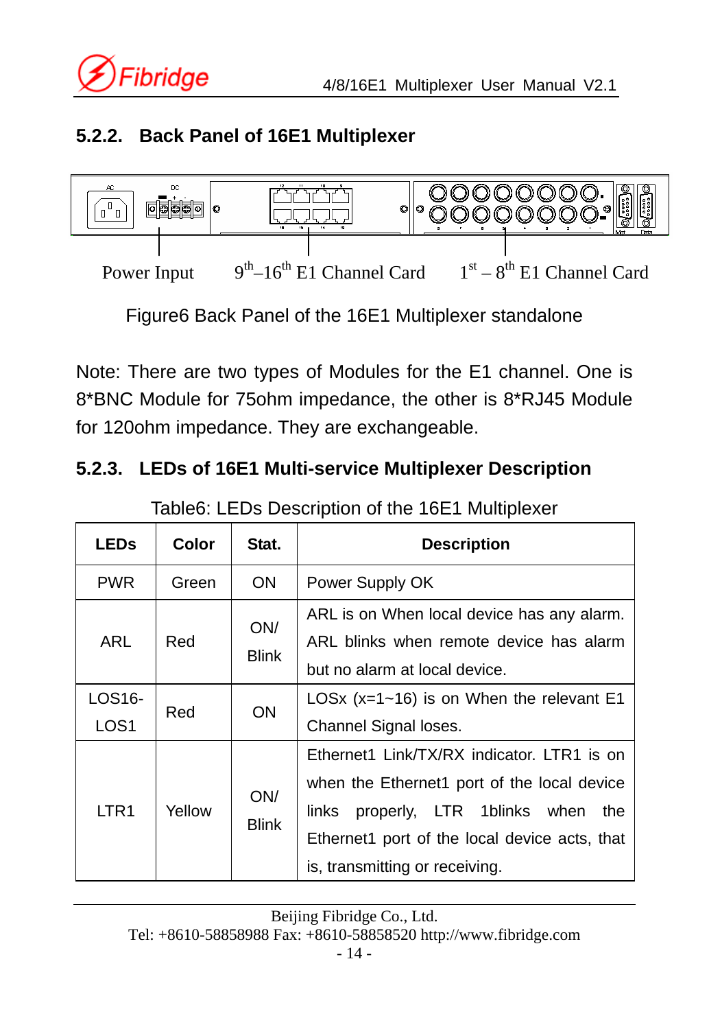### 5.2.2. Back Panel of 16E1 Multiplexer

Power Input    9th–16th E1 Channel Card    1st – 8th E1 Channel Card

Figure6 Back Panel of the 16E1 Multiplexer standalone

Note: There are two types of Modules for the E1 channel. One is 8*BNC Module for 75ohm impedance, the other is 8*RJ45 Module for 120ohm impedance. They are exchangeable.

### 5.2.3. LEDs of 16E1 Multi-service Multiplexer Description

Table6: LEDs Description of the 16E1 Multiplexer

| LEDs | Color | Stat. | Description |
|---|---|---|---|
| PWR | Green | ON | Power Supply OK |
| ARL | Red | ON/ Blink | ARL is on When local device has any alarm. ARL blinks when remote device has alarm but no alarm at local device. |
| LOS16-LOS1 | Red | ON | LOSx (x=1~16) is on When the relevant E1 Channel Signal loses. |
| LTR1 | Yellow | ON/ Blink | Ethernet1 Link/TX/RX indicator. LTR1 is on when the Ethernet1 port of the local device links properly, LTR 1blinks when the Ethernet1 port of the local device acts, that is, transmitting or receiving. |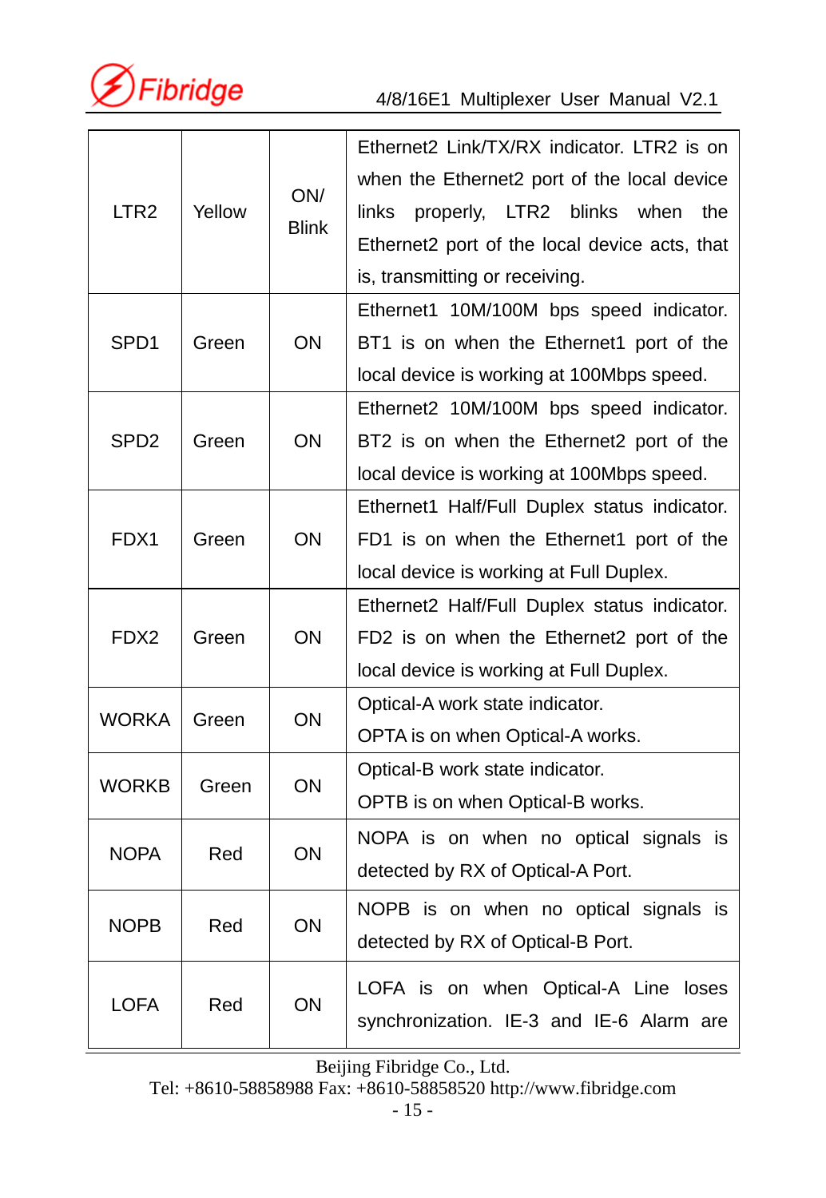| LTR2 | Yellow | ON/ Blink | Ethernet2 Link/TX/RX indicator. LTR2 is on when the Ethernet2 port of the local device links properly, LTR2 blinks when the Ethernet2 port of the local device acts, that is, transmitting or receiving. |
|---|---|---|---|
| SPD1 | Green | ON | Ethernet1 10M/100M bps speed indicator. BT1 is on when the Ethernet1 port of the local device is working at 100Mbps speed. |
| SPD2 | Green | ON | Ethernet2 10M/100M bps speed indicator. BT2 is on when the Ethernet2 port of the local device is working at 100Mbps speed. |
| FDX1 | Green | ON | Ethernet1 Half/Full Duplex status indicator. FD1 is on when the Ethernet1 port of the local device is working at Full Duplex. |
| FDX2 | Green | ON | Ethernet2 Half/Full Duplex status indicator. FD2 is on when the Ethernet2 port of the local device is working at Full Duplex. |
| WORKA | Green | ON | Optical-A work state indicator. OPTA is on when Optical-A works. |
| WORKB | Green | ON | Optical-B work state indicator. OPTB is on when Optical-B works. |
| NOPA | Red | ON | NOPA is on when no optical signals is detected by RX of Optical-A Port. |
| NOPB | Red | ON | NOPB is on when no optical signals is detected by RX of Optical-B Port. |
| LOFA | Red | ON | LOFA is on when Optical-A Line loses synchronization. IE-3 and IE-6 Alarm are |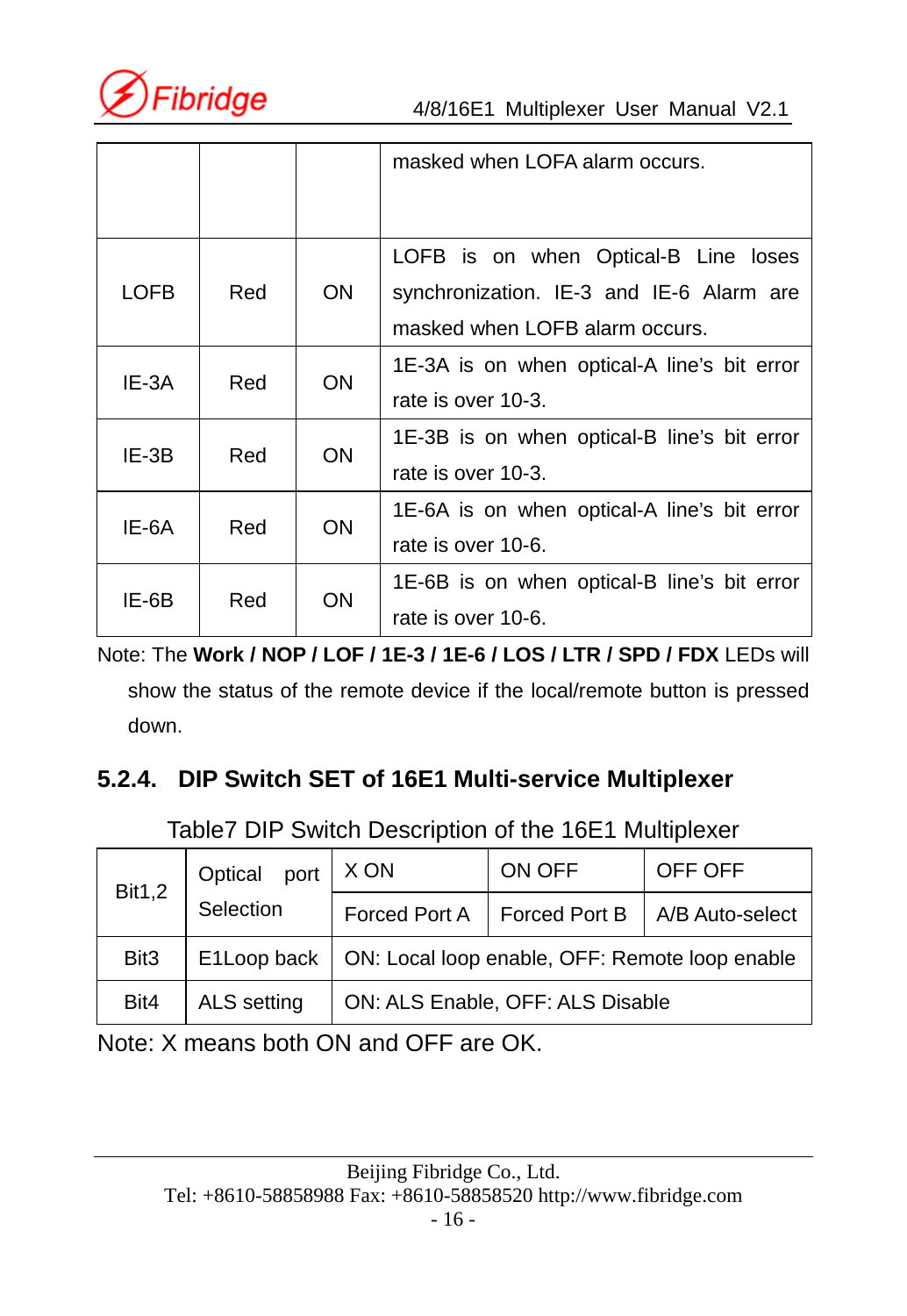|  |  |  | masked when LOFA alarm occurs. |
|---|---|---|---|
| LOFB | Red | ON | LOFB is on when Optical-B Line loses synchronization. IE-3 and IE-6 Alarm are masked when LOFB alarm occurs. |
| IE-3A | Red | ON | 1E-3A is on when optical-A line's bit error rate is over 10-3. |
| IE-3B | Red | ON | 1E-3B is on when optical-B line's bit error rate is over 10-3. |
| IE-6A | Red | ON | 1E-6A is on when optical-A line's bit error rate is over 10-6. |
| IE-6B | Red | ON | 1E-6B is on when optical-B line's bit error rate is over 10-6. |

Note: The **Work / NOP / LOF / 1E-3 / 1E-6 / LOS / LTR / SPD / FDX** LEDs will show the status of the remote device if the local/remote button is pressed down.

### 5.2.4. DIP Switch SET of 16E1 Multi-service Multiplexer

Table7 DIP Switch Description of the 16E1 Multiplexer

| Bit1,2 | Optical port Selection | X ON | ON OFF | OFF OFF |
|---|---|---|---|---|
|  |  | Forced Port A | Forced Port B | A/B Auto-select |
| Bit3 | E1Loop back | ON: Local loop enable, OFF: Remote loop enable | | |
| Bit4 | ALS setting | ON: ALS Enable, OFF: ALS Disable | | |

Note: X means both ON and OFF are OK.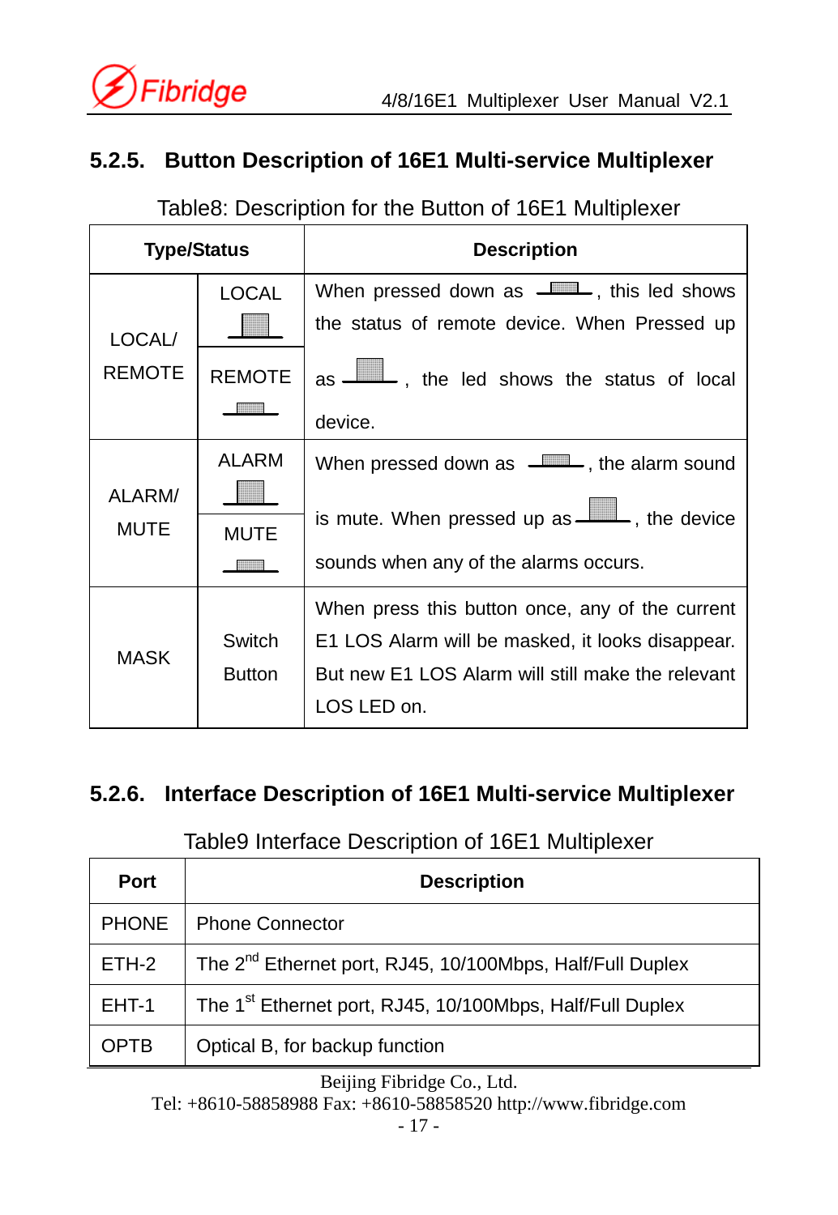### 5.2.5. Button Description of 16E1 Multi-service Multiplexer

Table8: Description for the Button of 16E1 Multiplexer

| Type/Status | | Description |
|---|---|---|
| LOCAL/ REMOTE | LOCAL | When pressed down as , this led shows the status of remote device. When Pressed up as , the led shows the status of local device. |
| | REMOTE | |
| ALARM/ MUTE | ALARM | When pressed down as , the alarm sound is mute. When pressed up as , the device sounds when any of the alarms occurs. |
| | MUTE | |
| MASK | Switch Button | When press this button once, any of the current E1 LOS Alarm will be masked, it looks disappear. But new E1 LOS Alarm will still make the relevant LOS LED on. |

### 5.2.6. Interface Description of 16E1 Multi-service Multiplexer

Table9 Interface Description of 16E1 Multiplexer

| Port | Description |
|---|---|
| PHONE | Phone Connector |
| ETH-2 | The 2nd Ethernet port, RJ45, 10/100Mbps, Half/Full Duplex |
| EHT-1 | The 1st Ethernet port, RJ45, 10/100Mbps, Half/Full Duplex |
| OPTB | Optical B, for backup function |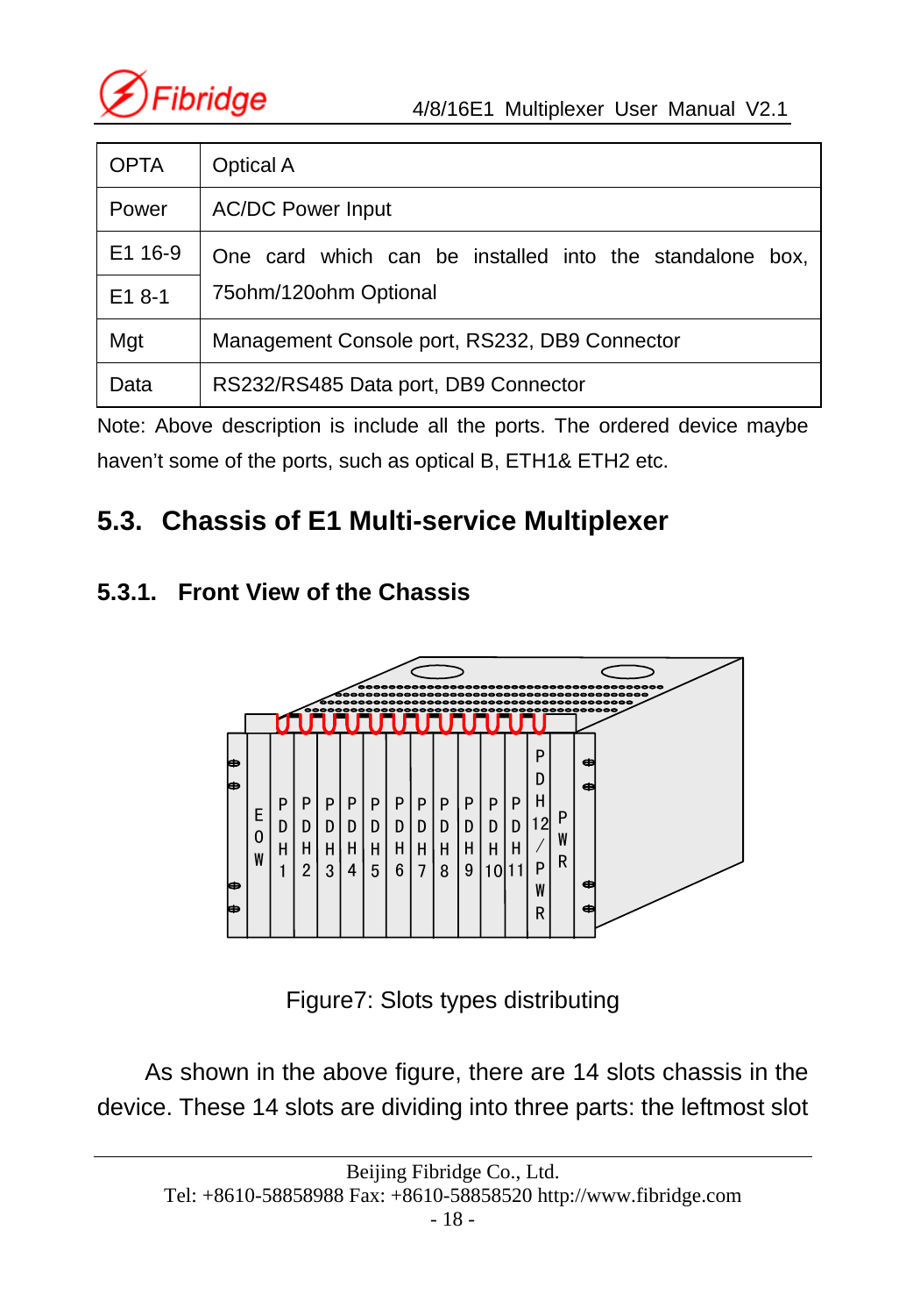| OPTA | Optical A |
|---|---|
| Power | AC/DC Power Input |
| E1 16-9 | One card which can be installed into the standalone box, 75ohm/120ohm Optional |
| E1 8-1 | |
| Mgt | Management Console port, RS232, DB9 Connector |
| Data | RS232/RS485 Data port, DB9 Connector |

Note: Above description is include all the ports. The ordered device maybe haven't some of the ports, such as optical B, ETH1& ETH2 etc.

## 5.3. Chassis of E1 Multi-service Multiplexer

### 5.3.1. Front View of the Chassis

Figure7: Slots types distributing

As shown in the above figure, there are 14 slots chassis in the device. These 14 slots are dividing into three parts: the leftmost slot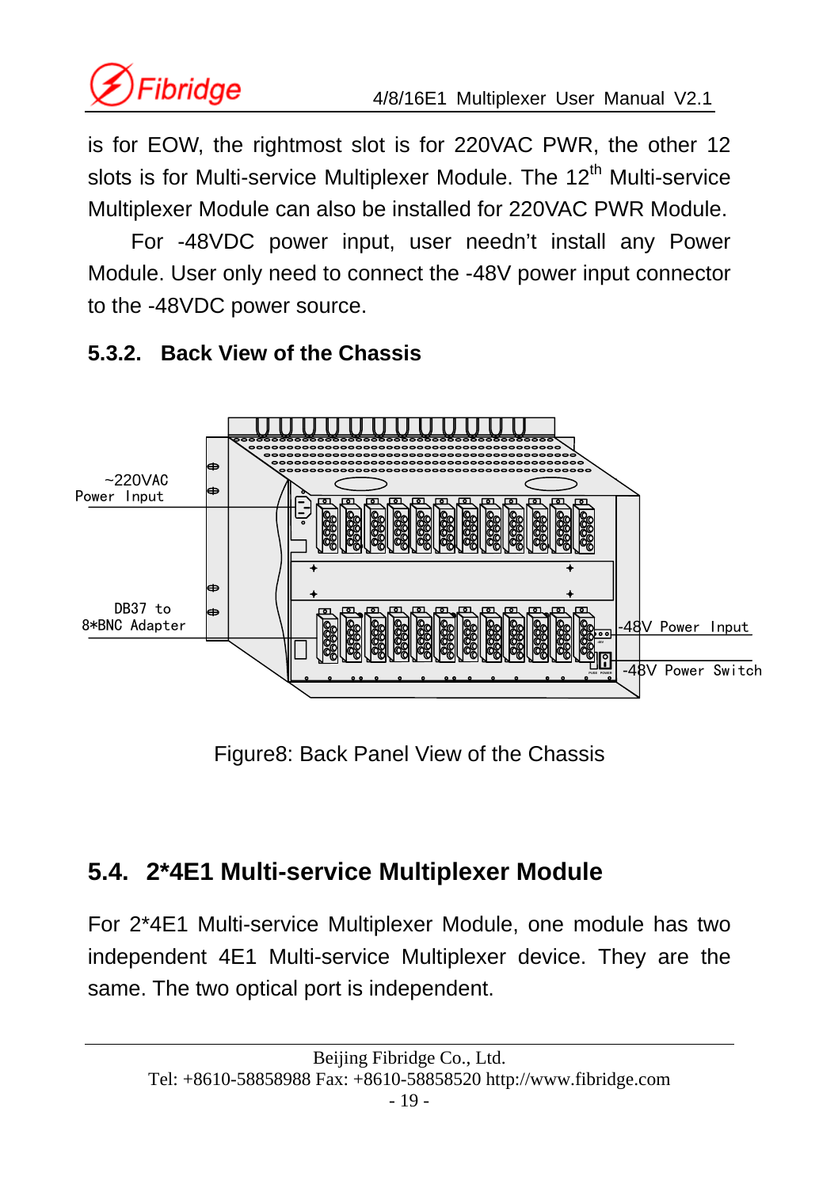is for EOW, the rightmost slot is for 220VAC PWR, the other 12 slots is for Multi-service Multiplexer Module. The 12th Multi-service Multiplexer Module can also be installed for 220VAC PWR Module.

For -48VDC power input, user needn't install any Power Module. User only need to connect the -48V power input connector to the -48VDC power source.

### 5.3.2. Back View of the Chassis

Figure8: Back Panel View of the Chassis

## 5.4. 2*4E1 Multi-service Multiplexer Module

For 2*4E1 Multi-service Multiplexer Module, one module has two independent 4E1 Multi-service Multiplexer device. They are the same. The two optical port is independent.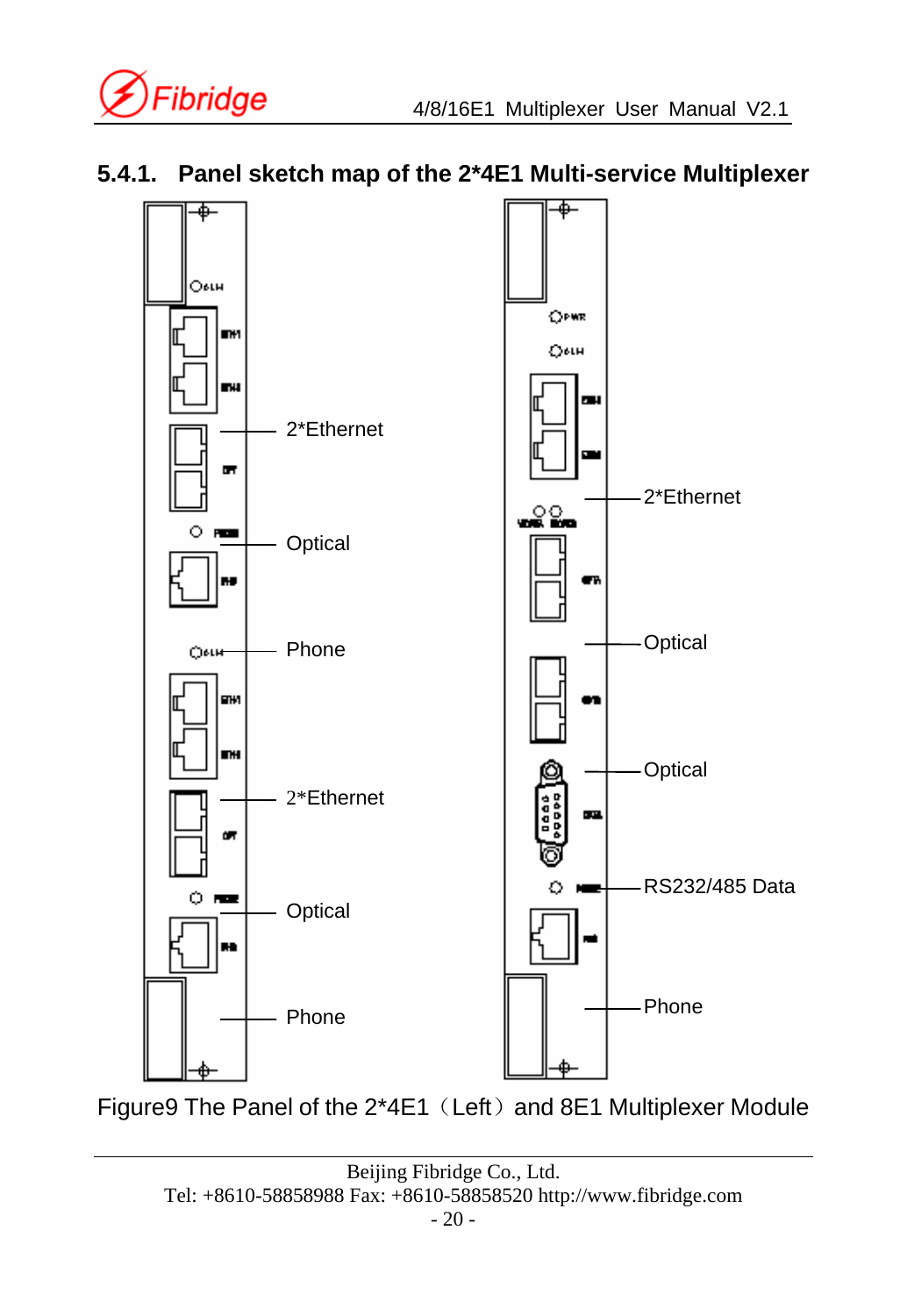### 5.4.1. Panel sketch map of the 2*4E1 Multi-service Multiplexer

2*Ethernet

Optical

Phone

2*Ethernet

Optical

Phone

2*Ethernet

Optical

Optical

RS232/485 Data

Phone

Figure9 The Panel of the 2*4E1（Left）and 8E1 Multiplexer Module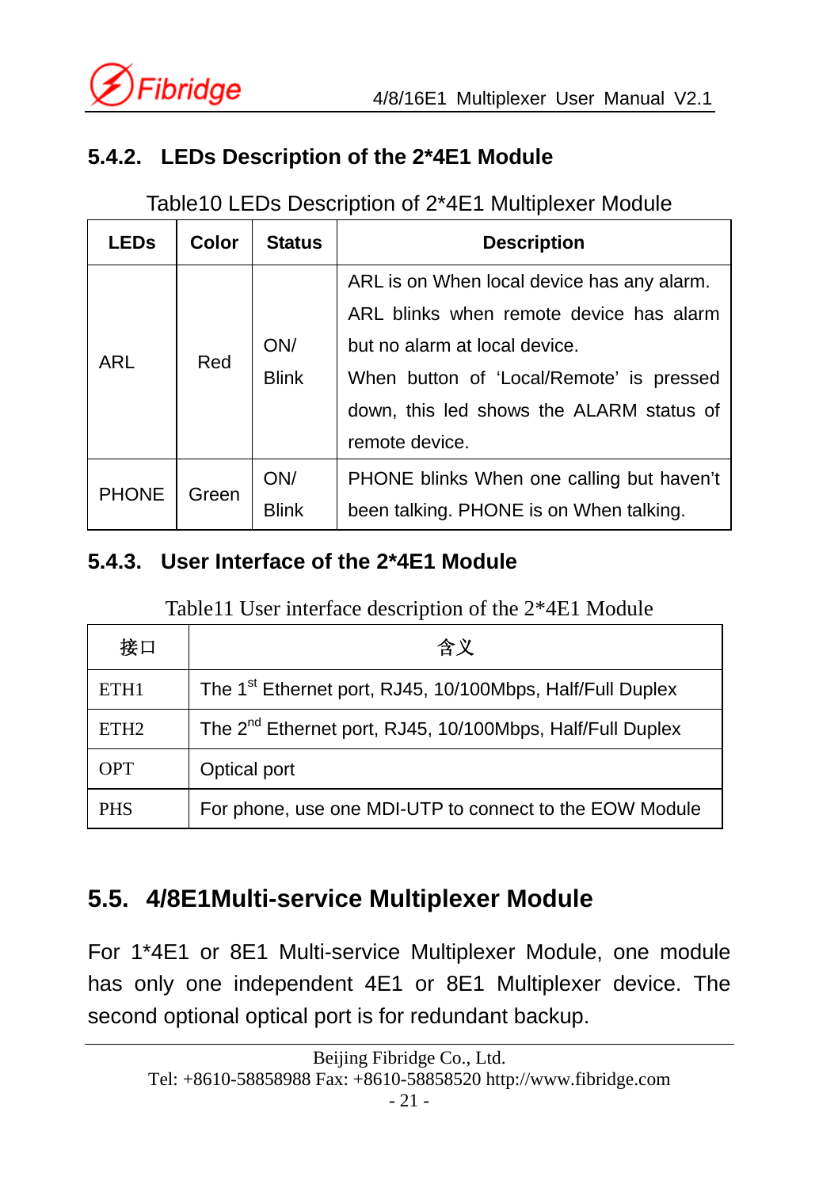### 5.4.2. LEDs Description of the 2*4E1 Module

Table10 LEDs Description of 2*4E1 Multiplexer Module

| LEDs | Color | Status | Description |
|---|---|---|---|
| ARL | Red | ON/ Blink | ARL is on When local device has any alarm. ARL blinks when remote device has alarm but no alarm at local device. When button of 'Local/Remote' is pressed down, this led shows the ALARM status of remote device. |
| PHONE | Green | ON/ Blink | PHONE blinks When one calling but haven't been talking. PHONE is on When talking. |

### 5.4.3. User Interface of the 2*4E1 Module

Table11 User interface description of the 2*4E1 Module

| 接口 | 含义 |
|---|---|
| ETH1 | The 1st Ethernet port, RJ45, 10/100Mbps, Half/Full Duplex |
| ETH2 | The 2nd Ethernet port, RJ45, 10/100Mbps, Half/Full Duplex |
| OPT | Optical port |
| PHS | For phone, use one MDI-UTP to connect to the EOW Module |

## 5.5. 4/8E1Multi-service Multiplexer Module

For 1*4E1 or 8E1 Multi-service Multiplexer Module, one module has only one independent 4E1 or 8E1 Multiplexer device. The second optional optical port is for redundant backup.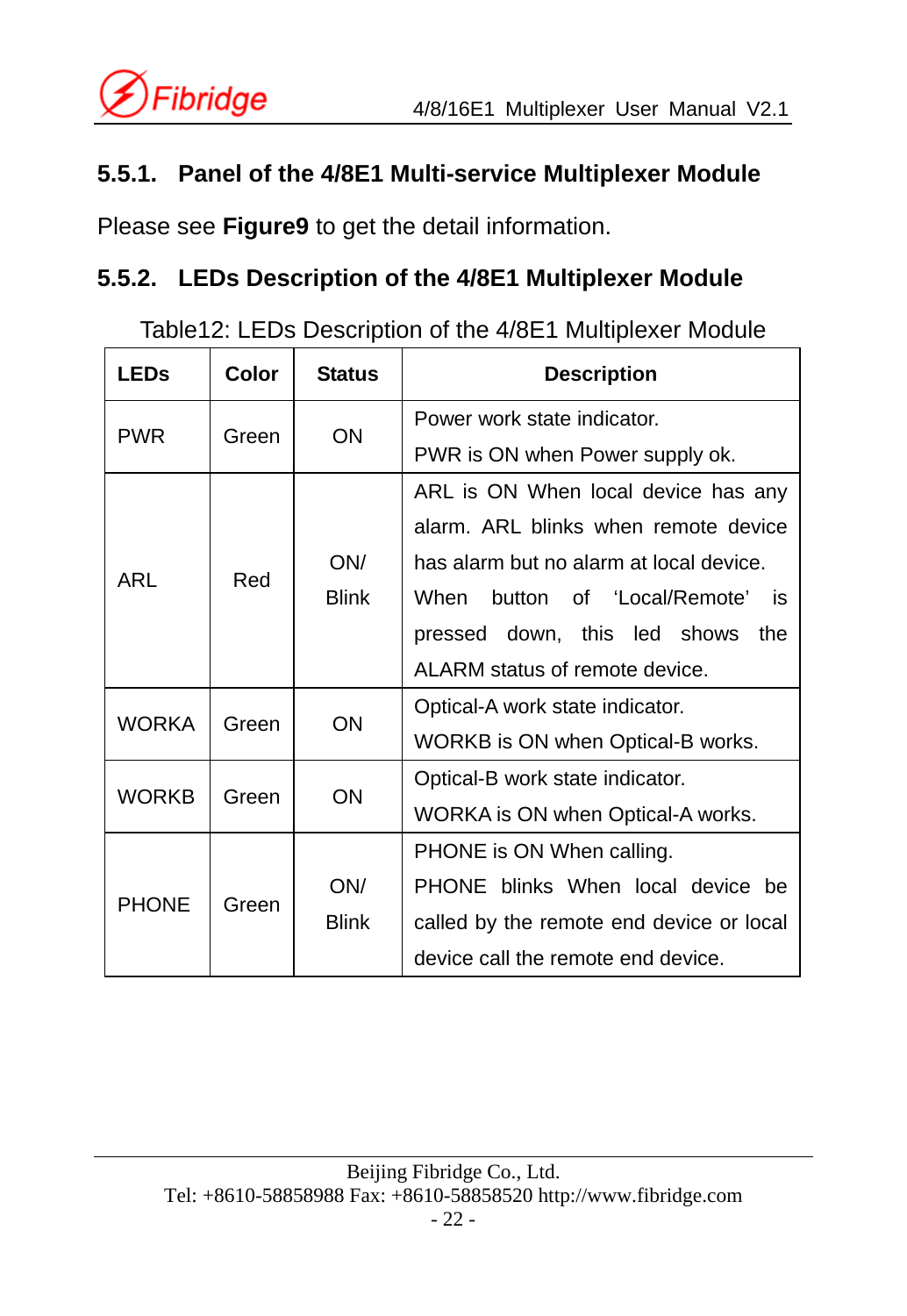### 5.5.1. Panel of the 4/8E1 Multi-service Multiplexer Module

Please see **Figure9** to get the detail information.

### 5.5.2. LEDs Description of the 4/8E1 Multiplexer Module

Table12: LEDs Description of the 4/8E1 Multiplexer Module

| LEDs | Color | Status | Description |
|---|---|---|---|
| PWR | Green | ON | Power work state indicator. PWR is ON when Power supply ok. |
| ARL | Red | ON/ Blink | ARL is ON When local device has any alarm. ARL blinks when remote device has alarm but no alarm at local device. When button of 'Local/Remote' is pressed down, this led shows the ALARM status of remote device. |
| WORKA | Green | ON | Optical-A work state indicator. WORKB is ON when Optical-B works. |
| WORKB | Green | ON | Optical-B work state indicator. WORKA is ON when Optical-A works. |
| PHONE | Green | ON/ Blink | PHONE is ON When calling. PHONE blinks When local device be called by the remote end device or local device call the remote end device. |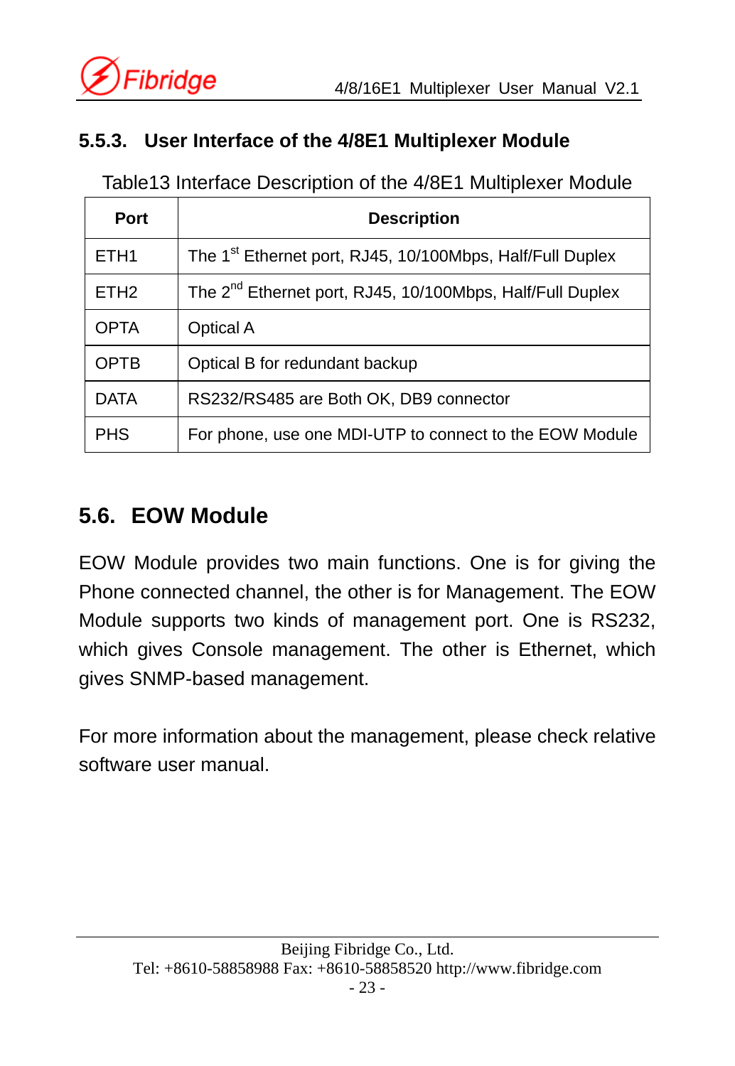### 5.5.3. User Interface of the 4/8E1 Multiplexer Module

Table13 Interface Description of the 4/8E1 Multiplexer Module

| Port | Description |
|---|---|
| ETH1 | The 1st Ethernet port, RJ45, 10/100Mbps, Half/Full Duplex |
| ETH2 | The 2nd Ethernet port, RJ45, 10/100Mbps, Half/Full Duplex |
| OPTA | Optical A |
| OPTB | Optical B for redundant backup |
| DATA | RS232/RS485 are Both OK, DB9 connector |
| PHS | For phone, use one MDI-UTP to connect to the EOW Module |

## 5.6. EOW Module

EOW Module provides two main functions. One is for giving the Phone connected channel, the other is for Management. The EOW Module supports two kinds of management port. One is RS232, which gives Console management. The other is Ethernet, which gives SNMP-based management.

For more information about the management, please check relative software user manual.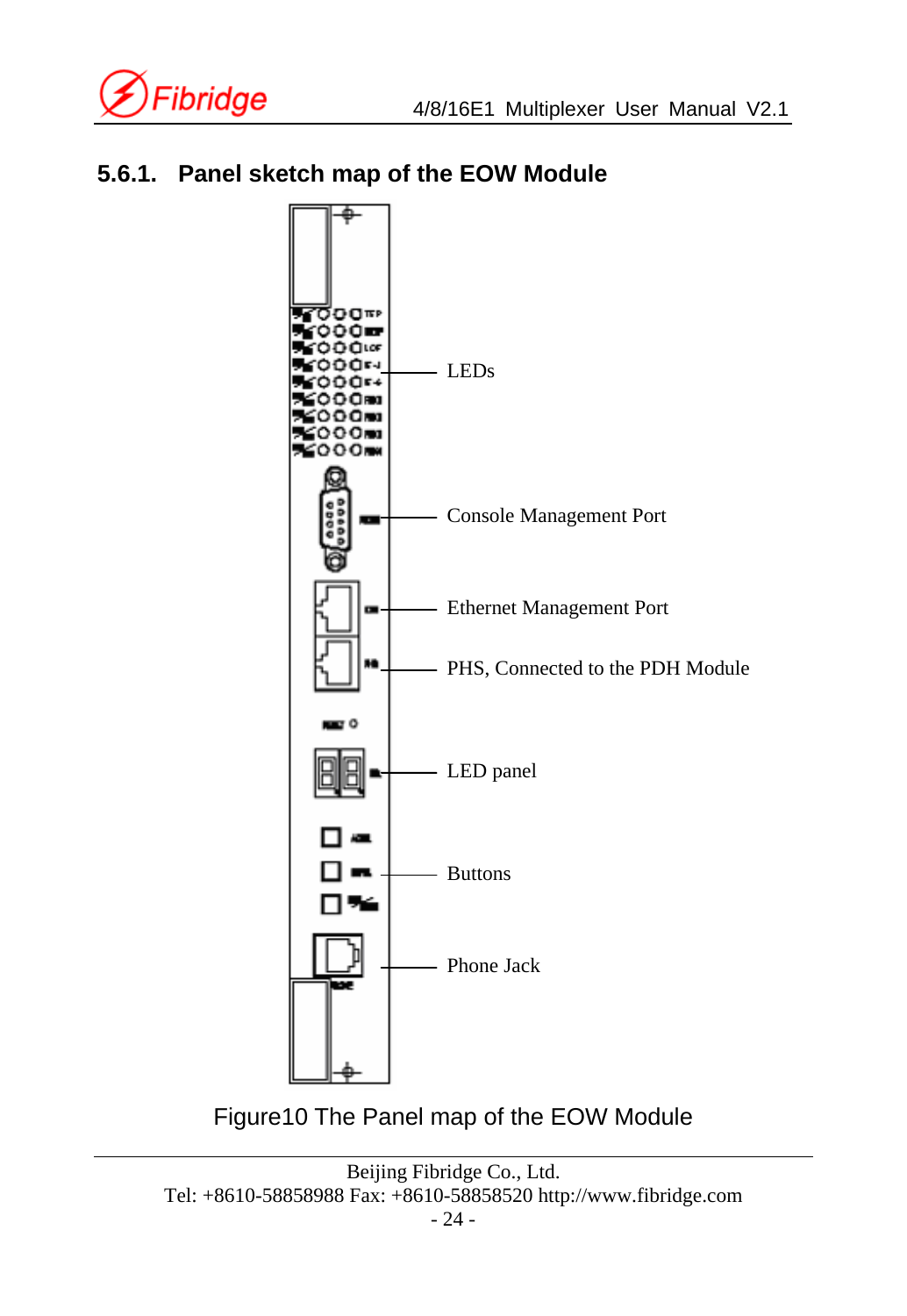### 5.6.1. Panel sketch map of the EOW Module

LEDs

Console Management Port

Ethernet Management Port

PHS, Connected to the PDH Module

LED panel

Buttons

Phone Jack

Figure10 The Panel map of the EOW Module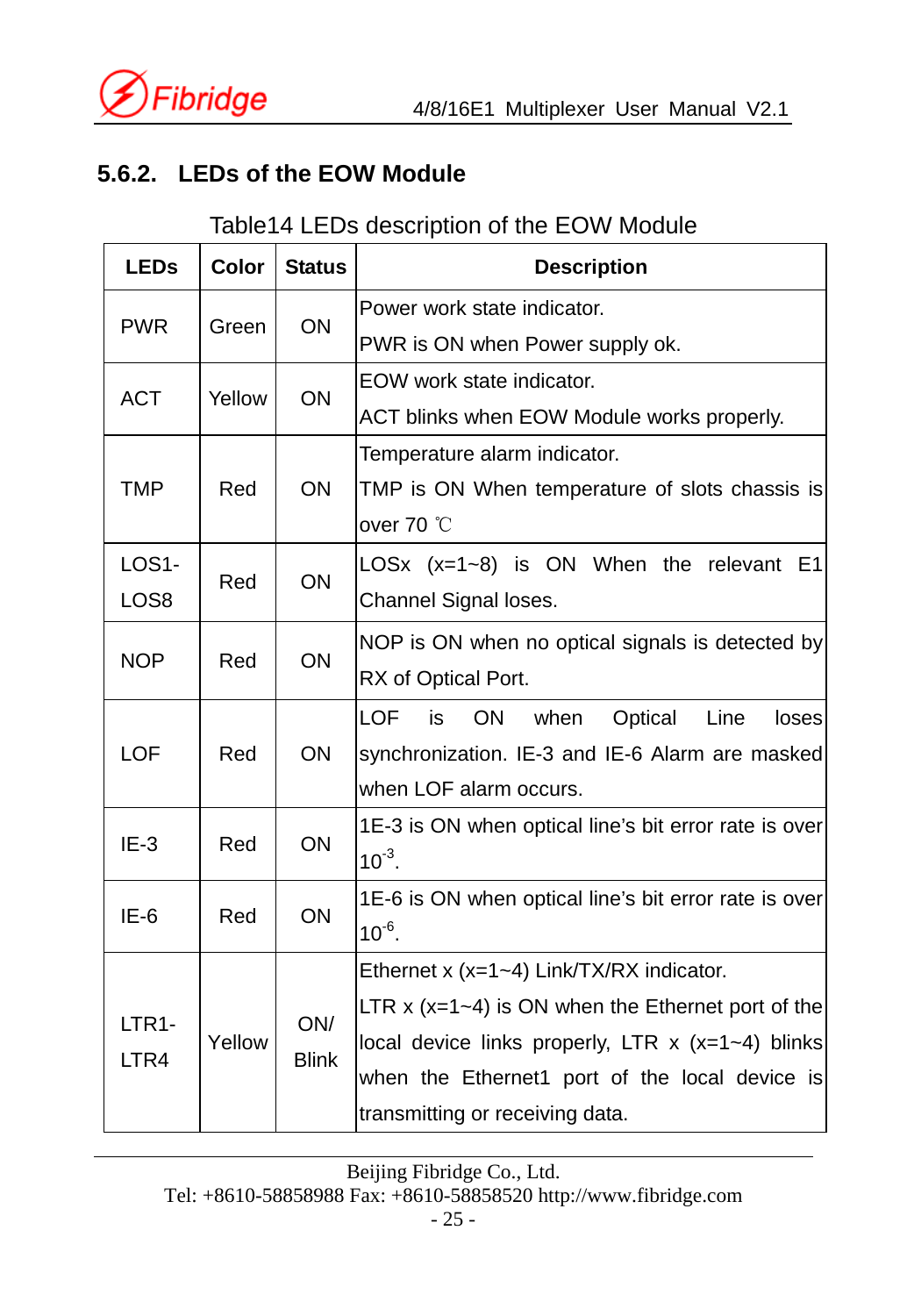### 5.6.2. LEDs of the EOW Module

Table14 LEDs description of the EOW Module

| LEDs | Color | Status | Description |
|---|---|---|---|
| PWR | Green | ON | Power work state indicator.<br>PWR is ON when Power supply ok. |
| ACT | Yellow | ON | EOW work state indicator.<br>ACT blinks when EOW Module works properly. |
| TMP | Red | ON | Temperature alarm indicator.<br>TMP is ON When temperature of slots chassis is over 70 ℃ |
| LOS1-LOS8 | Red | ON | LOSx (x=1~8) is ON When the relevant E1 Channel Signal loses. |
| NOP | Red | ON | NOP is ON when no optical signals is detected by RX of Optical Port. |
| LOF | Red | ON | LOF is ON when Optical Line loses synchronization. IE-3 and IE-6 Alarm are masked when LOF alarm occurs. |
| IE-3 | Red | ON | 1E-3 is ON when optical line's bit error rate is over $10^{-3}$. |
| IE-6 | Red | ON | 1E-6 is ON when optical line's bit error rate is over $10^{-6}$. |
| LTR1-LTR4 | Yellow | ON/<br>Blink | Ethernet x (x=1~4) Link/TX/RX indicator.<br>LTR x (x=1~4) is ON when the Ethernet port of the local device links properly, LTR x (x=1~4) blinks when the Ethernet1 port of the local device is transmitting or receiving data. |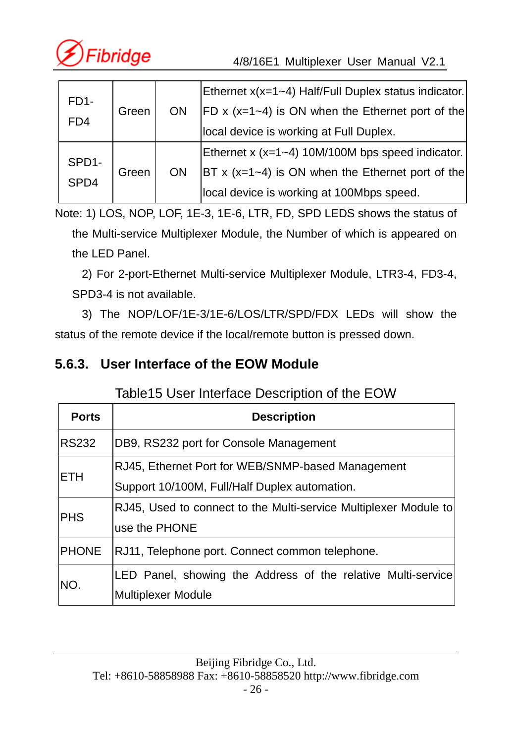| FD1-FD4 | Green | ON | Ethernet x(x=1~4) Half/Full Duplex status indicator. FD x (x=1~4) is ON when the Ethernet port of the local device is working at Full Duplex. |
|---|---|---|---|
| SPD1-SPD4 | Green | ON | Ethernet x (x=1~4) 10M/100M bps speed indicator. BT x (x=1~4) is ON when the Ethernet port of the local device is working at 100Mbps speed. |

Note: 1) LOS, NOP, LOF, 1E-3, 1E-6, LTR, FD, SPD LEDS shows the status of the Multi-service Multiplexer Module, the Number of which is appeared on the LED Panel.

2) For 2-port-Ethernet Multi-service Multiplexer Module, LTR3-4, FD3-4, SPD3-4 is not available.

3) The NOP/LOF/1E-3/1E-6/LOS/LTR/SPD/FDX LEDs will show the status of the remote device if the local/remote button is pressed down.

### 5.6.3. User Interface of the EOW Module

Table15 User Interface Description of the EOW

| Ports | Description |
|---|---|
| RS232 | DB9, RS232 port for Console Management |
| ETH | RJ45, Ethernet Port for WEB/SNMP-based Management<br>Support 10/100M, Full/Half Duplex automation. |
| PHS | RJ45, Used to connect to the Multi-service Multiplexer Module to use the PHONE |
| PHONE | RJ11, Telephone port. Connect common telephone. |
| NO. | LED Panel, showing the Address of the relative Multi-service Multiplexer Module |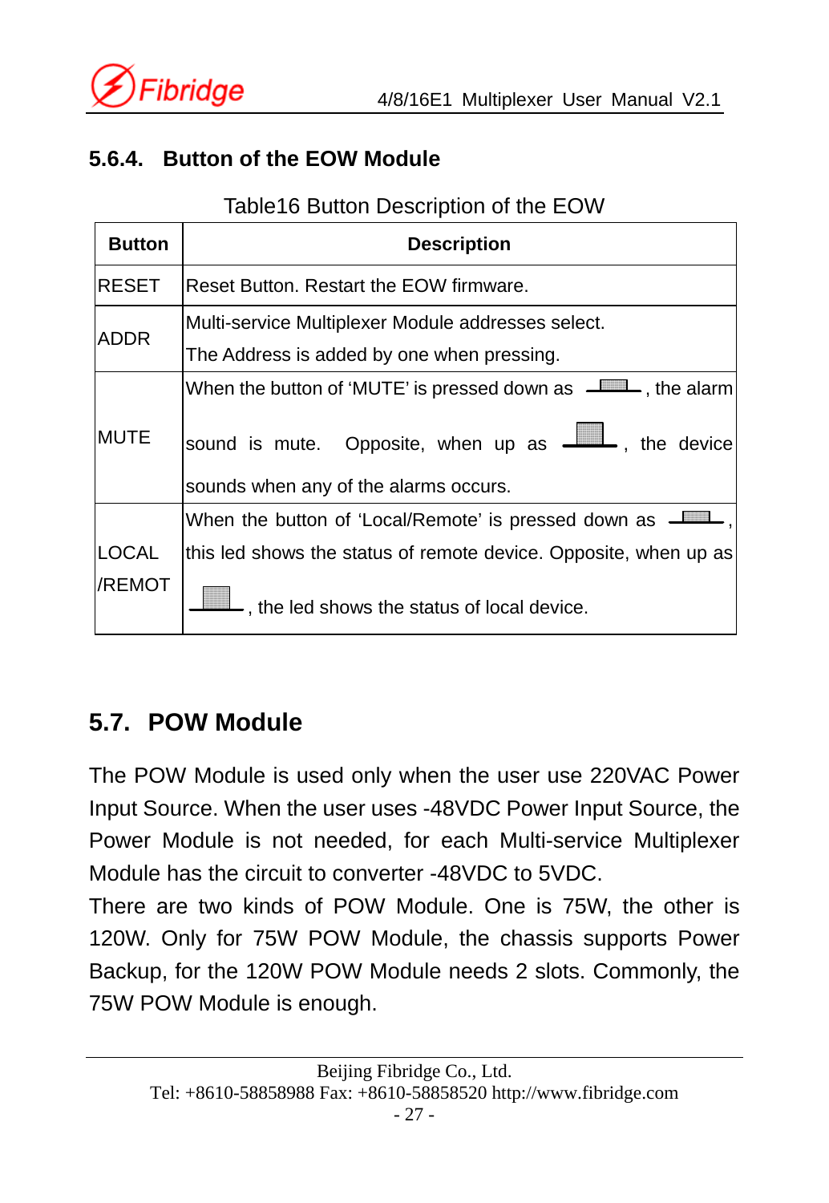### 5.6.4. Button of the EOW Module

Table16 Button Description of the EOW

| Button | Description |
| --- | --- |
| RESET | Reset Button. Restart the EOW firmware. |
| ADDR | Multi-service Multiplexer Module addresses select. The Address is added by one when pressing. |
| MUTE | When the button of 'MUTE' is pressed down as , the alarm sound is mute. Opposite, when up as , the device sounds when any of the alarms occurs. |
| LOCAL /REMOT | When the button of 'Local/Remote' is pressed down as , this led shows the status of remote device. Opposite, when up as , the led shows the status of local device. |

## 5.7. POW Module

The POW Module is used only when the user use 220VAC Power Input Source. When the user uses -48VDC Power Input Source, the Power Module is not needed, for each Multi-service Multiplexer Module has the circuit to converter -48VDC to 5VDC.

There are two kinds of POW Module. One is 75W, the other is 120W. Only for 75W POW Module, the chassis supports Power Backup, for the 120W POW Module needs 2 slots. Commonly, the 75W POW Module is enough.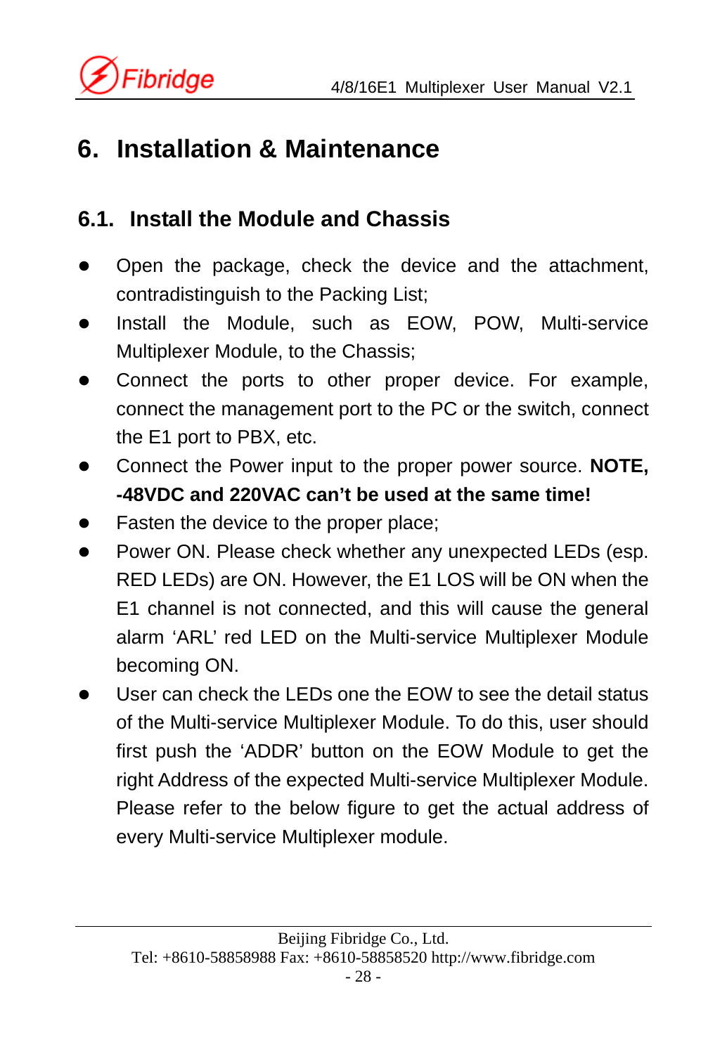# 6. Installation & Maintenance

## 6.1. Install the Module and Chassis

- Open the package, check the device and the attachment, contradistinguish to the Packing List;
- Install the Module, such as EOW, POW, Multi-service Multiplexer Module, to the Chassis;
- Connect the ports to other proper device. For example, connect the management port to the PC or the switch, connect the E1 port to PBX, etc.
- Connect the Power input to the proper power source. **NOTE, -48VDC and 220VAC can't be used at the same time!**
- Fasten the device to the proper place;
- Power ON. Please check whether any unexpected LEDs (esp. RED LEDs) are ON. However, the E1 LOS will be ON when the E1 channel is not connected, and this will cause the general alarm 'ARL' red LED on the Multi-service Multiplexer Module becoming ON.
- User can check the LEDs one the EOW to see the detail status of the Multi-service Multiplexer Module. To do this, user should first push the 'ADDR' button on the EOW Module to get the right Address of the expected Multi-service Multiplexer Module. Please refer to the below figure to get the actual address of every Multi-service Multiplexer module.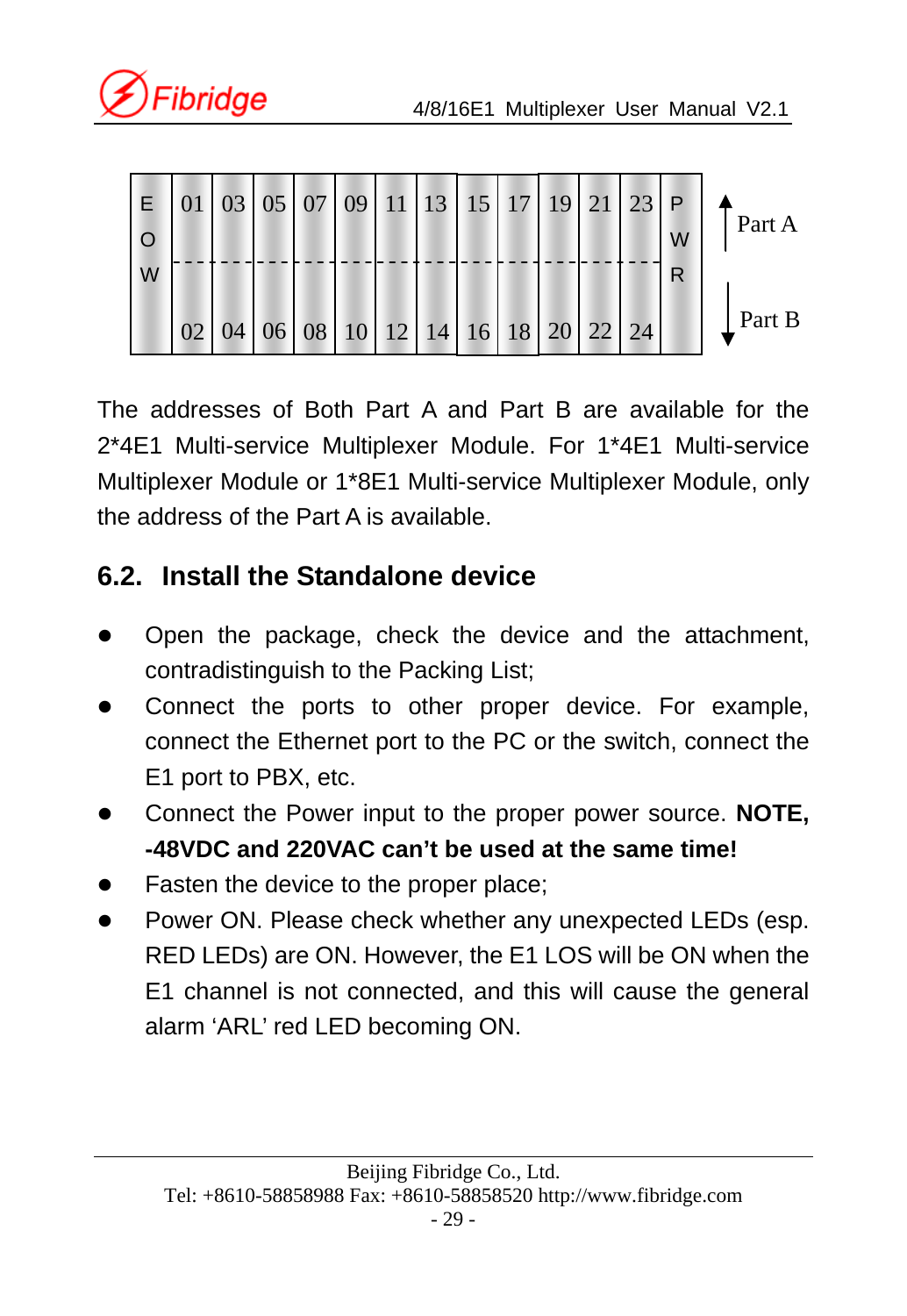| E O W | 01 | 03 | 05 | 07 | 09 | 11 | 13 | 15 | 17 | 19 | 21 | 23 | P W R | Part A |
|---|---|---|---|---|---|---|---|---|---|---|---|---|---|---|
| | 02 | 04 | 06 | 08 | 10 | 12 | 14 | 16 | 18 | 20 | 22 | 24 | | Part B |

The addresses of Both Part A and Part B are available for the 2*4E1 Multi-service Multiplexer Module. For 1*4E1 Multi-service Multiplexer Module or 1*8E1 Multi-service Multiplexer Module, only the address of the Part A is available.

## 6.2. Install the Standalone device

- Open the package, check the device and the attachment, contradistinguish to the Packing List;
- Connect the ports to other proper device. For example, connect the Ethernet port to the PC or the switch, connect the E1 port to PBX, etc.
- Connect the Power input to the proper power source. **NOTE, -48VDC and 220VAC can't be used at the same time!**
- Fasten the device to the proper place;
- Power ON. Please check whether any unexpected LEDs (esp. RED LEDs) are ON. However, the E1 LOS will be ON when the E1 channel is not connected, and this will cause the general alarm 'ARL' red LED becoming ON.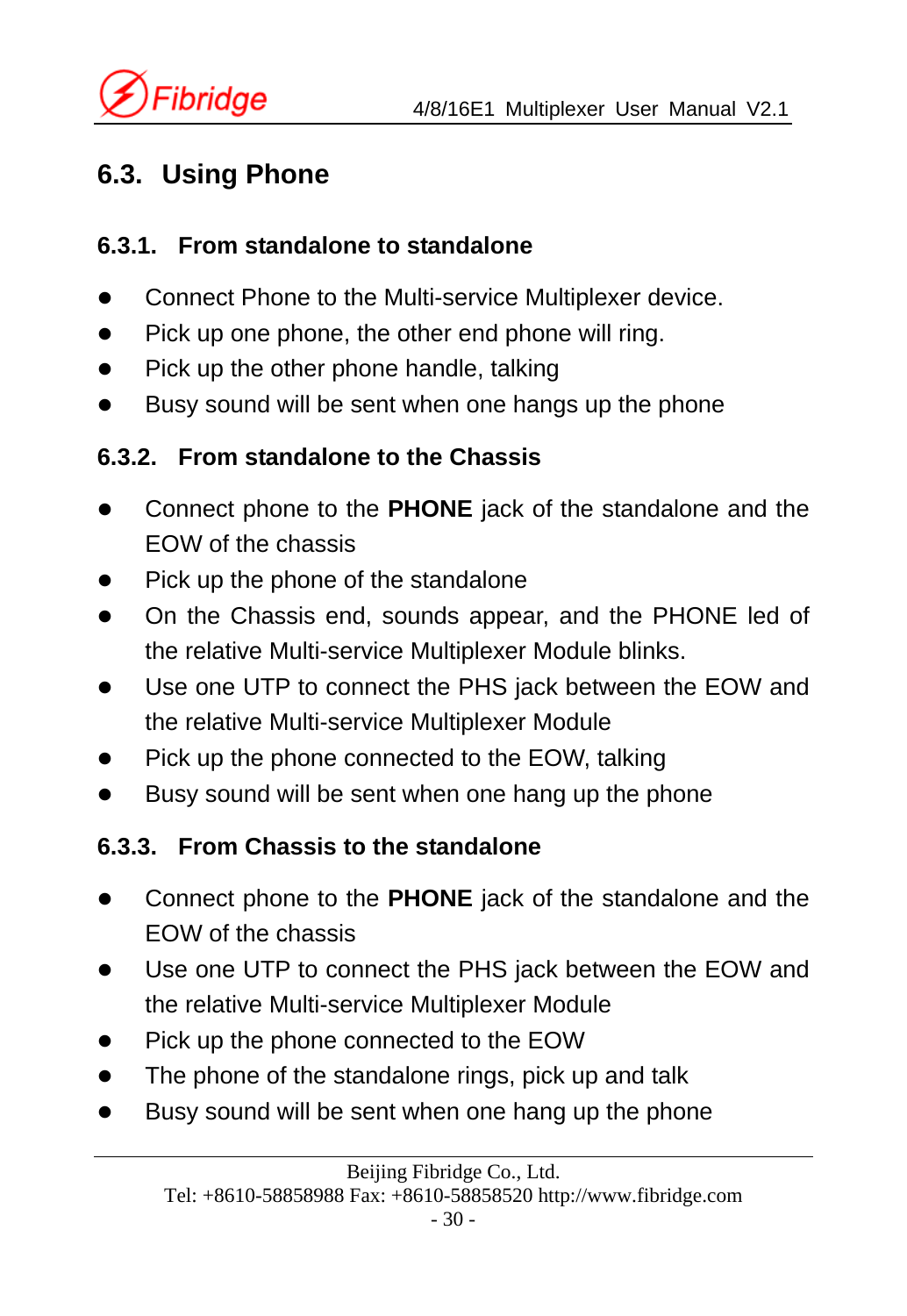## 6.3. Using Phone

### 6.3.1. From standalone to standalone

- Connect Phone to the Multi-service Multiplexer device.
- Pick up one phone, the other end phone will ring.
- Pick up the other phone handle, talking
- Busy sound will be sent when one hangs up the phone

### 6.3.2. From standalone to the Chassis

- Connect phone to the **PHONE** jack of the standalone and the EOW of the chassis
- Pick up the phone of the standalone
- On the Chassis end, sounds appear, and the PHONE led of the relative Multi-service Multiplexer Module blinks.
- Use one UTP to connect the PHS jack between the EOW and the relative Multi-service Multiplexer Module
- Pick up the phone connected to the EOW, talking
- Busy sound will be sent when one hang up the phone

### 6.3.3. From Chassis to the standalone

- Connect phone to the **PHONE** jack of the standalone and the EOW of the chassis
- Use one UTP to connect the PHS jack between the EOW and the relative Multi-service Multiplexer Module
- Pick up the phone connected to the EOW
- The phone of the standalone rings, pick up and talk
- Busy sound will be sent when one hang up the phone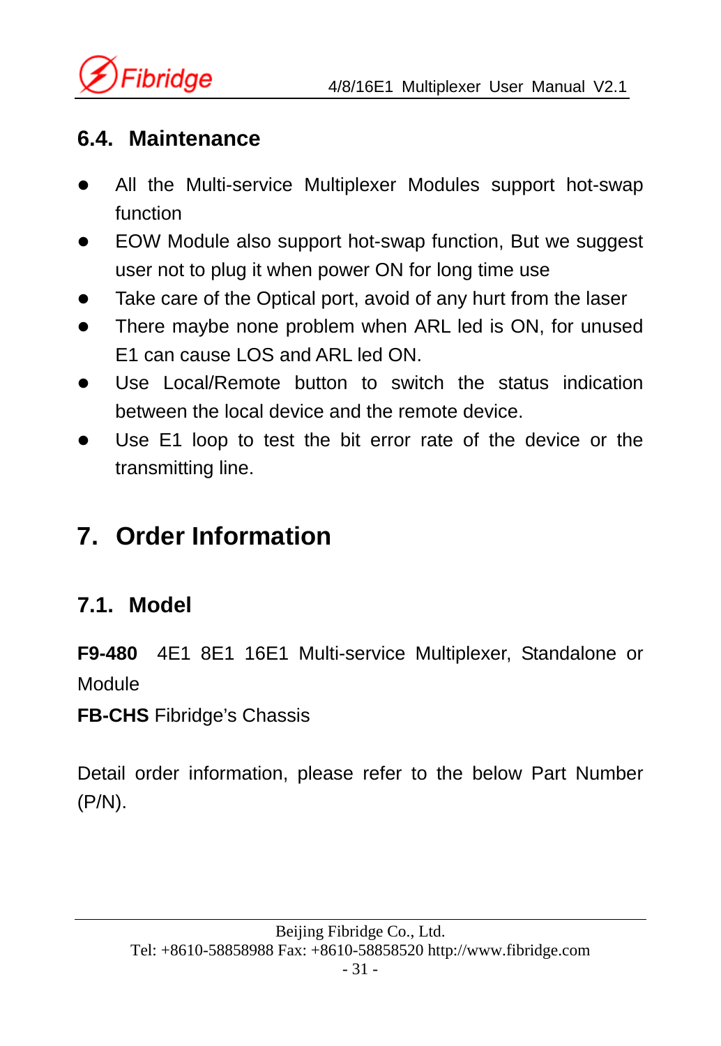## 6.4. Maintenance

- All the Multi-service Multiplexer Modules support hot-swap function
- EOW Module also support hot-swap function, But we suggest user not to plug it when power ON for long time use
- Take care of the Optical port, avoid of any hurt from the laser
- There maybe none problem when ARL led is ON, for unused E1 can cause LOS and ARL led ON.
- Use Local/Remote button to switch the status indication between the local device and the remote device.
- Use E1 loop to test the bit error rate of the device or the transmitting line.

# 7. Order Information

## 7.1. Model

**F9-480** 4E1 8E1 16E1 Multi-service Multiplexer, Standalone or Module

**FB-CHS** Fibridge's Chassis

Detail order information, please refer to the below Part Number (P/N).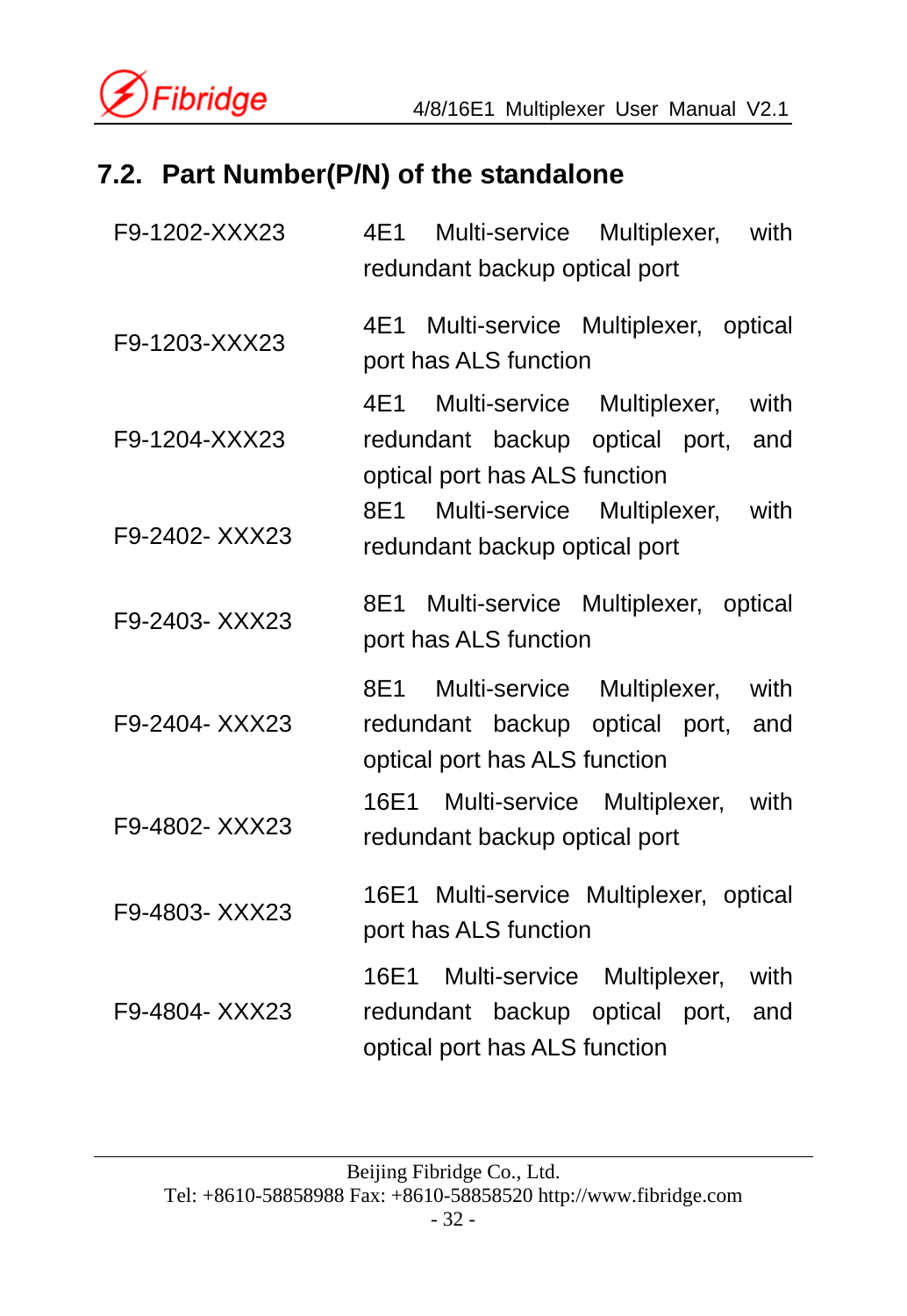## 7.2. Part Number(P/N) of the standalone

| | |
|---|---|
| F9-1202-XXX23 | 4E1 Multi-service Multiplexer, with redundant backup optical port |
| F9-1203-XXX23 | 4E1 Multi-service Multiplexer, optical port has ALS function |
| F9-1204-XXX23 | 4E1 Multi-service Multiplexer, with redundant backup optical port, and optical port has ALS function |
| F9-2402- XXX23 | 8E1 Multi-service Multiplexer, with redundant backup optical port |
| F9-2403- XXX23 | 8E1 Multi-service Multiplexer, optical port has ALS function |
| F9-2404- XXX23 | 8E1 Multi-service Multiplexer, with redundant backup optical port, and optical port has ALS function |
| F9-4802- XXX23 | 16E1 Multi-service Multiplexer, with redundant backup optical port |
| F9-4803- XXX23 | 16E1 Multi-service Multiplexer, optical port has ALS function |
| F9-4804- XXX23 | 16E1 Multi-service Multiplexer, with redundant backup optical port, and optical port has ALS function |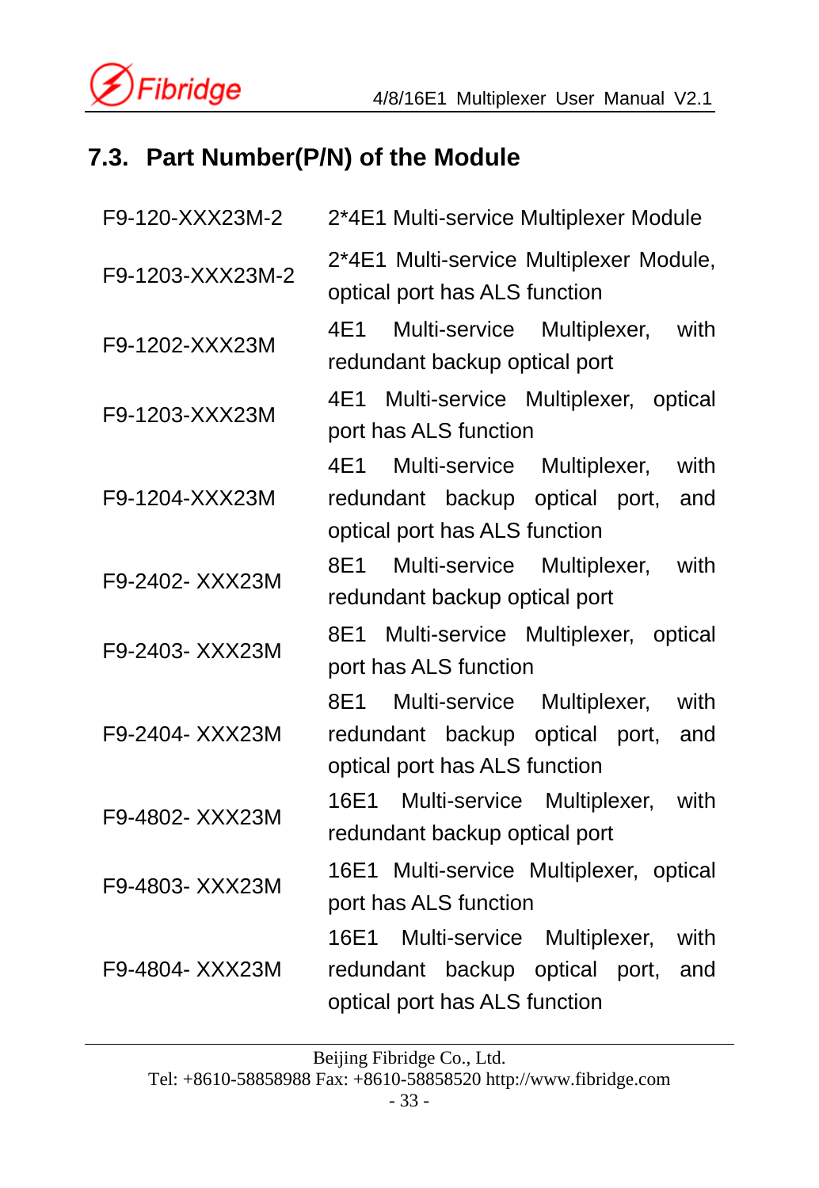## 7.3. Part Number(P/N) of the Module

| | |
|---|---|
| F9-120-XXX23M-2 | 2*4E1 Multi-service Multiplexer Module |
| F9-1203-XXX23M-2 | 2*4E1 Multi-service Multiplexer Module, optical port has ALS function |
| F9-1202-XXX23M | 4E1 Multi-service Multiplexer, with redundant backup optical port |
| F9-1203-XXX23M | 4E1 Multi-service Multiplexer, optical port has ALS function |
| F9-1204-XXX23M | 4E1 Multi-service Multiplexer, with redundant backup optical port, and optical port has ALS function |
| F9-2402- XXX23M | 8E1 Multi-service Multiplexer, with redundant backup optical port |
| F9-2403- XXX23M | 8E1 Multi-service Multiplexer, optical port has ALS function |
| F9-2404- XXX23M | 8E1 Multi-service Multiplexer, with redundant backup optical port, and optical port has ALS function |
| F9-4802- XXX23M | 16E1 Multi-service Multiplexer, with redundant backup optical port |
| F9-4803- XXX23M | 16E1 Multi-service Multiplexer, optical port has ALS function |
| F9-4804- XXX23M | 16E1 Multi-service Multiplexer, with redundant backup optical port, and optical port has ALS function |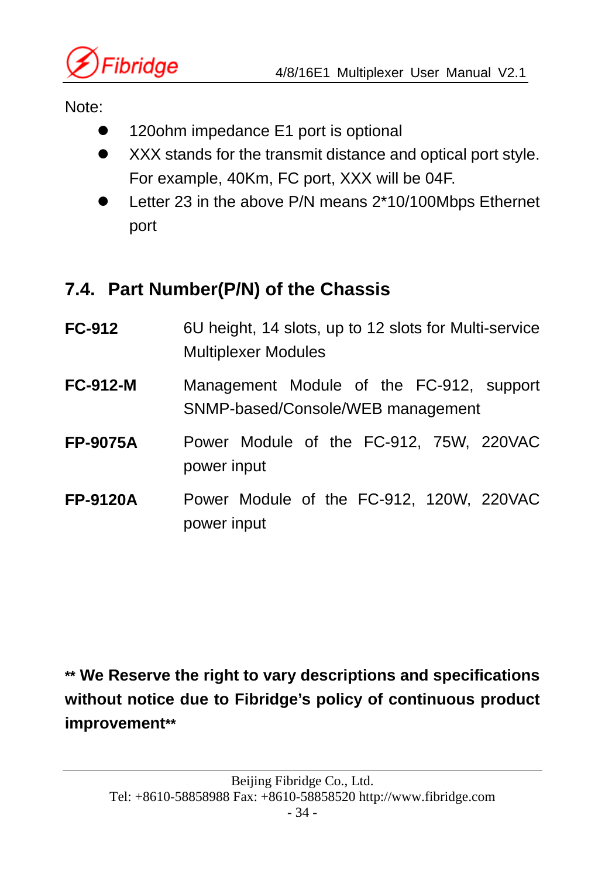Note:

- 120ohm impedance E1 port is optional
- XXX stands for the transmit distance and optical port style. For example, 40Km, FC port, XXX will be 04F.
- Letter 23 in the above P/N means 2*10/100Mbps Ethernet port

## 7.4. Part Number(P/N) of the Chassis

| | |
|---|---|
| **FC-912** | 6U height, 14 slots, up to 12 slots for Multi-service Multiplexer Modules |
| **FC-912-M** | Management Module of the FC-912, support SNMP-based/Console/WEB management |
| **FP-9075A** | Power Module of the FC-912, 75W, 220VAC power input |
| **FP-9120A** | Power Module of the FC-912, 120W, 220VAC power input |

**** We Reserve the right to vary descriptions and specifications without notice due to Fibridge's policy of continuous product improvement****